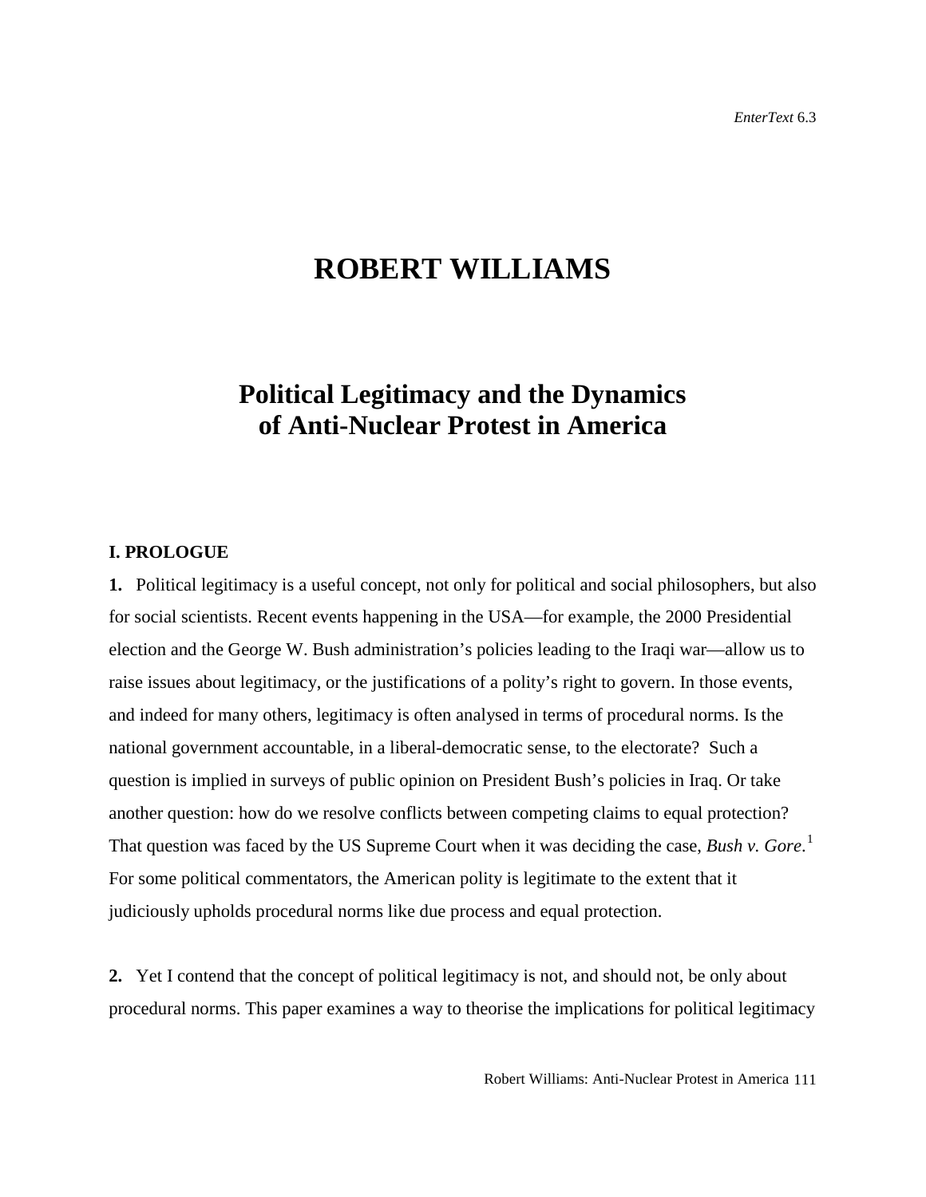# ROBERT WILLIAMS

## Political Legitimacy and the Dynamics of Anti-Nuclear Protest in America

### I. PROLOGUE

**1.** Political legitimacy is a useful concept, not only for political and social philosophers, but also for social scientists. Recent events happening in the USA—for example, the 2000 Presidential election and the George W. Bush administration's policies leading to the Iraqi war—allow us to raise issues about legitimacy, or the justifications of a polity's right to govern. In those events, and indeed for many others, legitimacy is often analysed in terms of procedural norms. Is the national government accountable, in a liberal-democratic sense, to the electorate? Such a question is implied in surveys of public opinion on President Bush's policies in Iraq. Or take another question: how do we resolve conflicts between competing claims to equal protection? That question was faced by the US Supreme Court when it was deciding the case, *Bush v. Gore*.[1] For some political commentators, the American polity is legitimate to the extent that it judiciously upholds procedural norms like due process and equal protection.

**2.** Yet I contend that the concept of political legitimacy is not, and should not, be only about procedural norms. This paper examines a way to theorise the implications for political legitimacy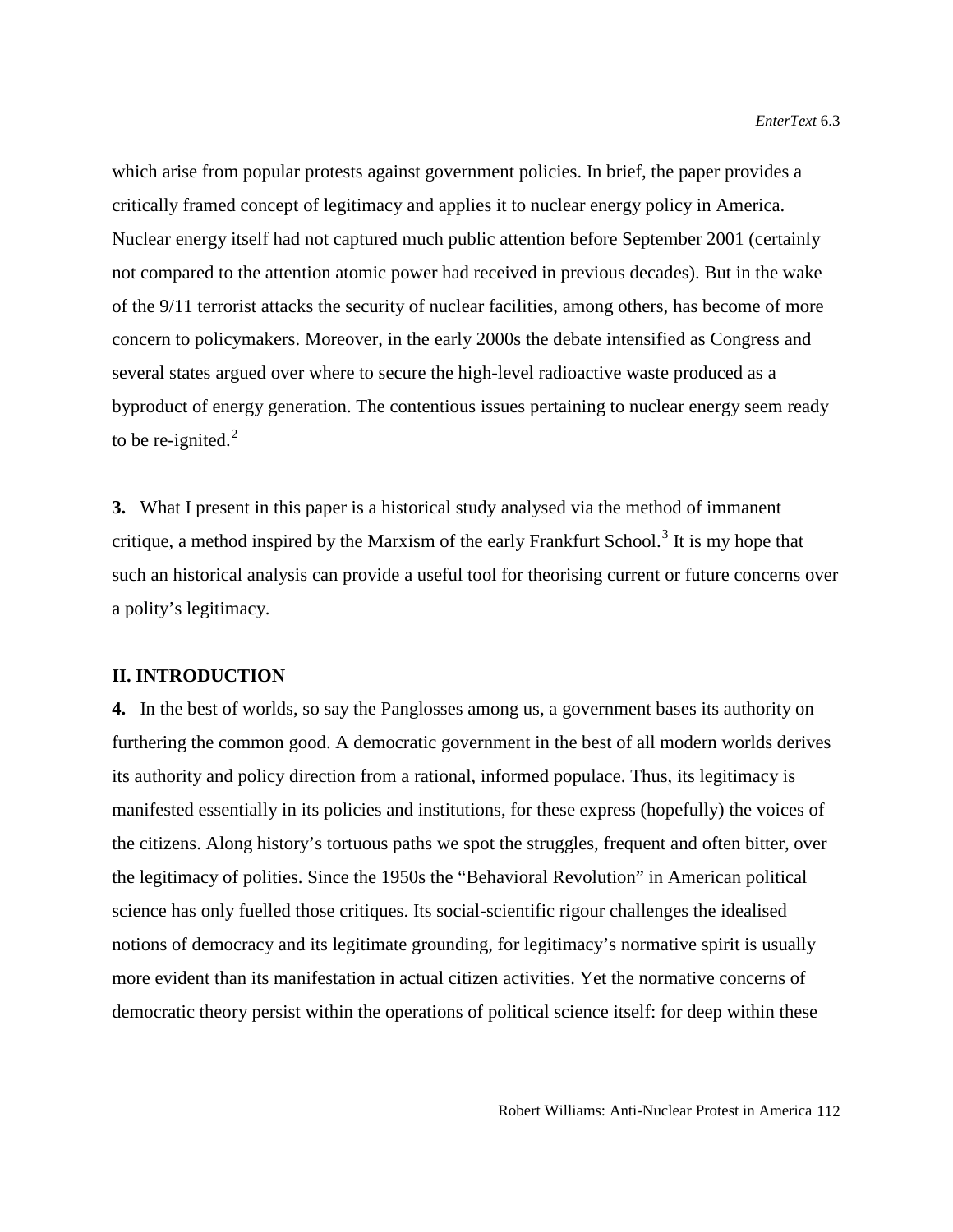which arise from popular protests against government policies. In brief, the paper provides a critically framed concept of legitimacy and applies it to nuclear energy policy in America. Nuclear energy itself had not captured much public attention before September 2001 (certainly not compared to the attention atomic power had received in previous decades). But in the wake of the 9/11 terrorist attacks the security of nuclear facilities, among others, has become of more concern to policymakers. Moreover, in the early 2000s the debate intensified as Congress and several states argued over where to secure the high-level radioactive waste produced as a byproduct of energy generation. The contentious issues pertaining to nuclear energy seem ready to be re-ignited.[2]

**3.** What I present in this paper is a historical study analysed via the method of immanent critique, a method inspired by the Marxism of the early Frankfurt School.[3] It is my hope that such an historical analysis can provide a useful tool for theorising current or future concerns over a polity's legitimacy.

## II. INTRODUCTION

**4.** In the best of worlds, so say the Panglosses among us, a government bases its authority on furthering the common good. A democratic government in the best of all modern worlds derives its authority and policy direction from a rational, informed populace. Thus, its legitimacy is manifested essentially in its policies and institutions, for these express (hopefully) the voices of the citizens. Along history's tortuous paths we spot the struggles, frequent and often bitter, over the legitimacy of polities. Since the 1950s the "Behavioral Revolution" in American political science has only fuelled those critiques. Its social-scientific rigour challenges the idealised notions of democracy and its legitimate grounding, for legitimacy's normative spirit is usually more evident than its manifestation in actual citizen activities. Yet the normative concerns of democratic theory persist within the operations of political science itself: for deep within these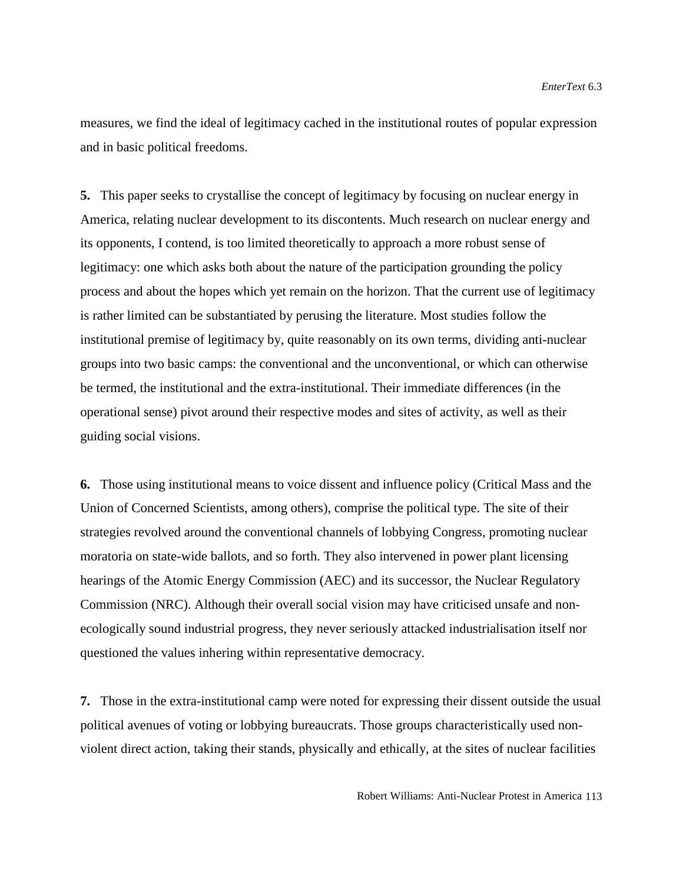measures, we find the ideal of legitimacy cached in the institutional routes of popular expression and in basic political freedoms.

**5.** This paper seeks to crystallise the concept of legitimacy by focusing on nuclear energy in America, relating nuclear development to its discontents. Much research on nuclear energy and its opponents, I contend, is too limited theoretically to approach a more robust sense of legitimacy: one which asks both about the nature of the participation grounding the policy process and about the hopes which yet remain on the horizon. That the current use of legitimacy is rather limited can be substantiated by perusing the literature. Most studies follow the institutional premise of legitimacy by, quite reasonably on its own terms, dividing anti-nuclear groups into two basic camps: the conventional and the unconventional, or which can otherwise be termed, the institutional and the extra-institutional. Their immediate differences (in the operational sense) pivot around their respective modes and sites of activity, as well as their guiding social visions.

**6.** Those using institutional means to voice dissent and influence policy (Critical Mass and the Union of Concerned Scientists, among others), comprise the political type. The site of their strategies revolved around the conventional channels of lobbying Congress, promoting nuclear moratoria on state-wide ballots, and so forth. They also intervened in power plant licensing hearings of the Atomic Energy Commission (AEC) and its successor, the Nuclear Regulatory Commission (NRC). Although their overall social vision may have criticised unsafe and non-ecologically sound industrial progress, they never seriously attacked industrialisation itself nor questioned the values inhering within representative democracy.

**7.** Those in the extra-institutional camp were noted for expressing their dissent outside the usual political avenues of voting or lobbying bureaucrats. Those groups characteristically used non-violent direct action, taking their stands, physically and ethically, at the sites of nuclear facilities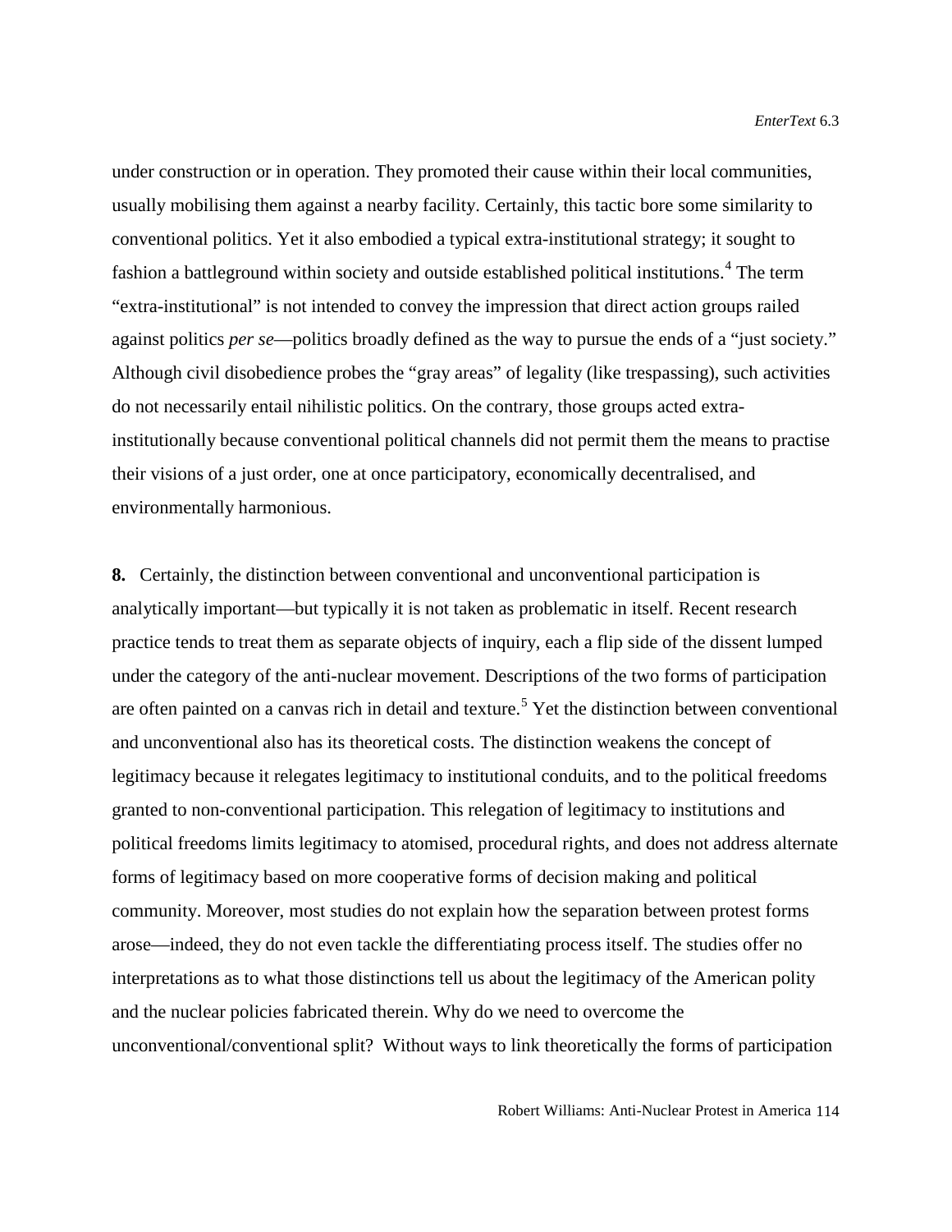under construction or in operation. They promoted their cause within their local communities, usually mobilising them against a nearby facility. Certainly, this tactic bore some similarity to conventional politics. Yet it also embodied a typical extra-institutional strategy; it sought to fashion a battleground within society and outside established political institutions.[4] The term "extra-institutional" is not intended to convey the impression that direct action groups railed against politics *per se*—politics broadly defined as the way to pursue the ends of a "just society." Although civil disobedience probes the "gray areas" of legality (like trespassing), such activities do not necessarily entail nihilistic politics. On the contrary, those groups acted extra-institutionally because conventional political channels did not permit them the means to practise their visions of a just order, one at once participatory, economically decentralised, and environmentally harmonious.

**8.** Certainly, the distinction between conventional and unconventional participation is analytically important—but typically it is not taken as problematic in itself. Recent research practice tends to treat them as separate objects of inquiry, each a flip side of the dissent lumped under the category of the anti-nuclear movement. Descriptions of the two forms of participation are often painted on a canvas rich in detail and texture.[5] Yet the distinction between conventional and unconventional also has its theoretical costs. The distinction weakens the concept of legitimacy because it relegates legitimacy to institutional conduits, and to the political freedoms granted to non-conventional participation. This relegation of legitimacy to institutions and political freedoms limits legitimacy to atomised, procedural rights, and does not address alternate forms of legitimacy based on more cooperative forms of decision making and political community. Moreover, most studies do not explain how the separation between protest forms arose—indeed, they do not even tackle the differentiating process itself. The studies offer no interpretations as to what those distinctions tell us about the legitimacy of the American polity and the nuclear policies fabricated therein. Why do we need to overcome the unconventional/conventional split? Without ways to link theoretically the forms of participation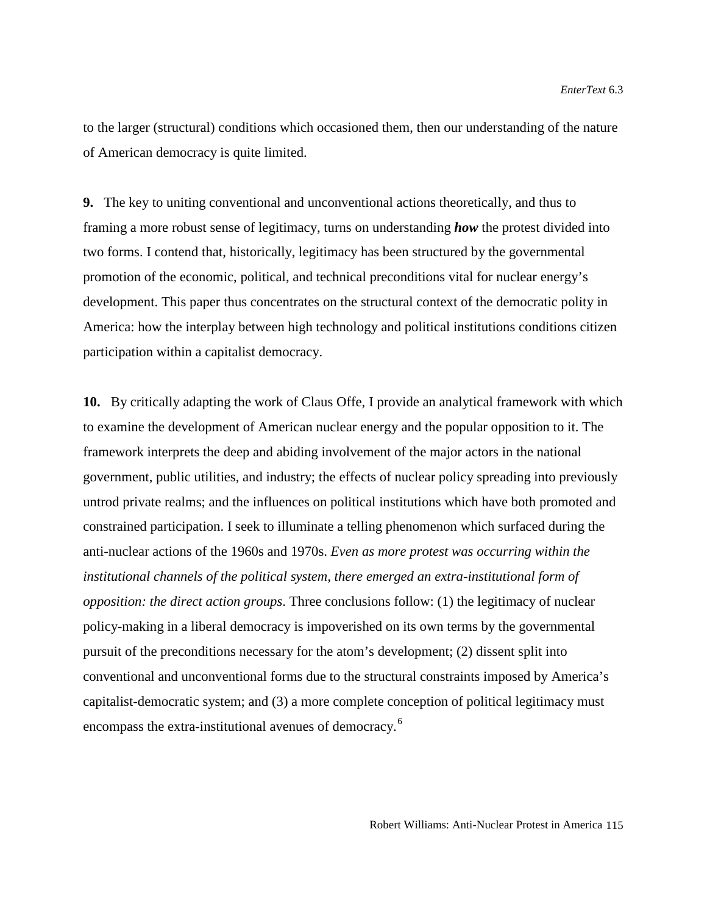to the larger (structural) conditions which occasioned them, then our understanding of the nature of American democracy is quite limited.

**9.** The key to uniting conventional and unconventional actions theoretically, and thus to framing a more robust sense of legitimacy, turns on understanding ***how*** the protest divided into two forms. I contend that, historically, legitimacy has been structured by the governmental promotion of the economic, political, and technical preconditions vital for nuclear energy's development. This paper thus concentrates on the structural context of the democratic polity in America: how the interplay between high technology and political institutions conditions citizen participation within a capitalist democracy.

**10.** By critically adapting the work of Claus Offe, I provide an analytical framework with which to examine the development of American nuclear energy and the popular opposition to it. The framework interprets the deep and abiding involvement of the major actors in the national government, public utilities, and industry; the effects of nuclear policy spreading into previously untrod private realms; and the influences on political institutions which have both promoted and constrained participation. I seek to illuminate a telling phenomenon which surfaced during the anti-nuclear actions of the 1960s and 1970s. *Even as more protest was occurring within the institutional channels of the political system, there emerged an extra-institutional form of opposition: the direct action groups*. Three conclusions follow: (1) the legitimacy of nuclear policy-making in a liberal democracy is impoverished on its own terms by the governmental pursuit of the preconditions necessary for the atom's development; (2) dissent split into conventional and unconventional forms due to the structural constraints imposed by America's capitalist-democratic system; and (3) a more complete conception of political legitimacy must encompass the extra-institutional avenues of democracy.[6]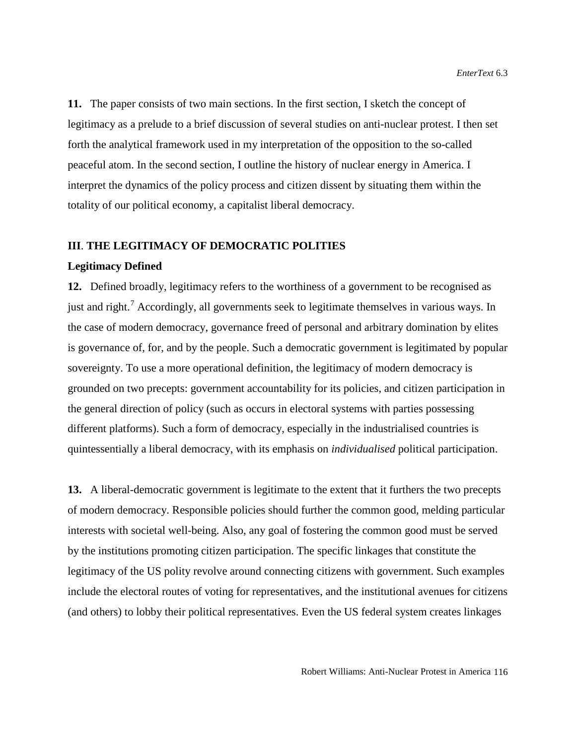**11.** The paper consists of two main sections. In the first section, I sketch the concept of legitimacy as a prelude to a brief discussion of several studies on anti-nuclear protest. I then set forth the analytical framework used in my interpretation of the opposition to the so-called peaceful atom. In the second section, I outline the history of nuclear energy in America. I interpret the dynamics of the policy process and citizen dissent by situating them within the totality of our political economy, a capitalist liberal democracy.

## III. THE LEGITIMACY OF DEMOCRATIC POLITIES

### Legitimacy Defined

**12.** Defined broadly, legitimacy refers to the worthiness of a government to be recognised as just and right.[7] Accordingly, all governments seek to legitimate themselves in various ways. In the case of modern democracy, governance freed of personal and arbitrary domination by elites is governance of, for, and by the people. Such a democratic government is legitimated by popular sovereignty. To use a more operational definition, the legitimacy of modern democracy is grounded on two precepts: government accountability for its policies, and citizen participation in the general direction of policy (such as occurs in electoral systems with parties possessing different platforms). Such a form of democracy, especially in the industrialised countries is quintessentially a liberal democracy, with its emphasis on *individualised* political participation.

**13.** A liberal-democratic government is legitimate to the extent that it furthers the two precepts of modern democracy. Responsible policies should further the common good, melding particular interests with societal well-being. Also, any goal of fostering the common good must be served by the institutions promoting citizen participation. The specific linkages that constitute the legitimacy of the US polity revolve around connecting citizens with government. Such examples include the electoral routes of voting for representatives, and the institutional avenues for citizens (and others) to lobby their political representatives. Even the US federal system creates linkages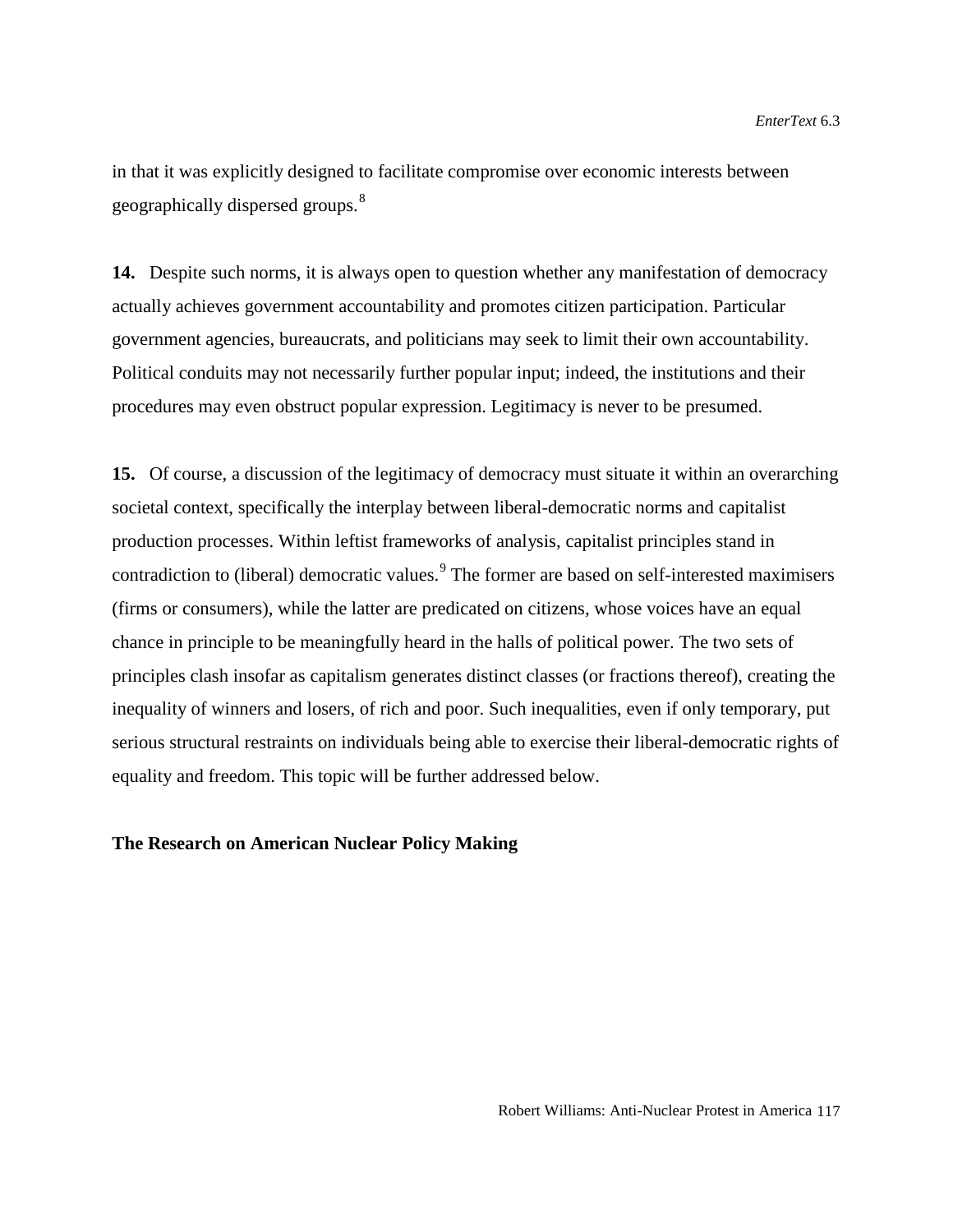in that it was explicitly designed to facilitate compromise over economic interests between geographically dispersed groups.[8]

**14.** Despite such norms, it is always open to question whether any manifestation of democracy actually achieves government accountability and promotes citizen participation. Particular government agencies, bureaucrats, and politicians may seek to limit their own accountability. Political conduits may not necessarily further popular input; indeed, the institutions and their procedures may even obstruct popular expression. Legitimacy is never to be presumed.

**15.** Of course, a discussion of the legitimacy of democracy must situate it within an overarching societal context, specifically the interplay between liberal-democratic norms and capitalist production processes. Within leftist frameworks of analysis, capitalist principles stand in contradiction to (liberal) democratic values.[9] The former are based on self-interested maximisers (firms or consumers), while the latter are predicated on citizens, whose voices have an equal chance in principle to be meaningfully heard in the halls of political power. The two sets of principles clash insofar as capitalism generates distinct classes (or fractions thereof), creating the inequality of winners and losers, of rich and poor. Such inequalities, even if only temporary, put serious structural restraints on individuals being able to exercise their liberal-democratic rights of equality and freedom. This topic will be further addressed below.

## The Research on American Nuclear Policy Making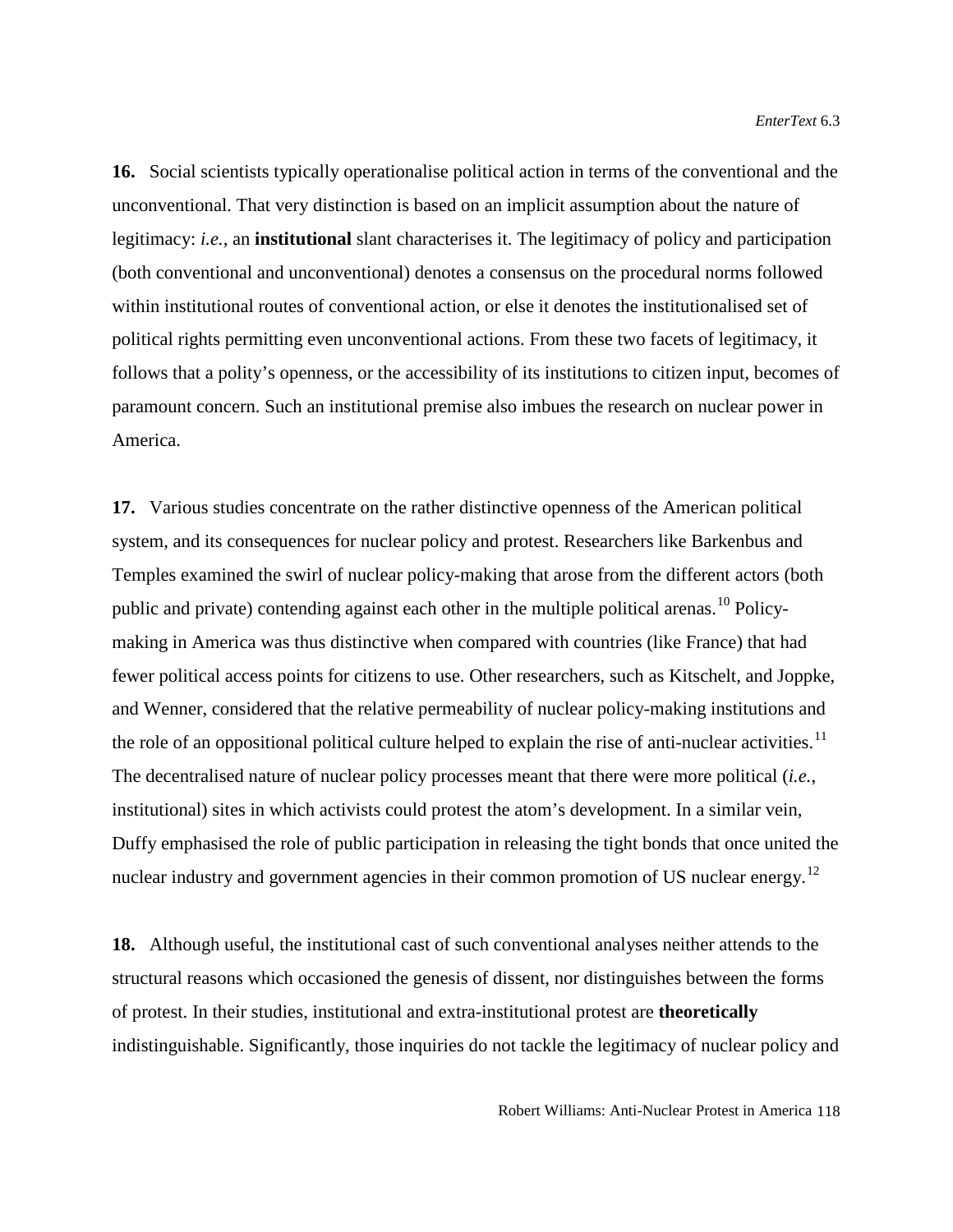**16.** Social scientists typically operationalise political action in terms of the conventional and the unconventional. That very distinction is based on an implicit assumption about the nature of legitimacy: *i.e.*, an **institutional** slant characterises it. The legitimacy of policy and participation (both conventional and unconventional) denotes a consensus on the procedural norms followed within institutional routes of conventional action, or else it denotes the institutionalised set of political rights permitting even unconventional actions. From these two facets of legitimacy, it follows that a polity's openness, or the accessibility of its institutions to citizen input, becomes of paramount concern. Such an institutional premise also imbues the research on nuclear power in America.

**17.** Various studies concentrate on the rather distinctive openness of the American political system, and its consequences for nuclear policy and protest. Researchers like Barkenbus and Temples examined the swirl of nuclear policy-making that arose from the different actors (both public and private) contending against each other in the multiple political arenas.[10] Policy-making in America was thus distinctive when compared with countries (like France) that had fewer political access points for citizens to use. Other researchers, such as Kitschelt, and Joppke, and Wenner, considered that the relative permeability of nuclear policy-making institutions and the role of an oppositional political culture helped to explain the rise of anti-nuclear activities.[11] The decentralised nature of nuclear policy processes meant that there were more political (*i.e.*, institutional) sites in which activists could protest the atom's development. In a similar vein, Duffy emphasised the role of public participation in releasing the tight bonds that once united the nuclear industry and government agencies in their common promotion of US nuclear energy.[12]

**18.** Although useful, the institutional cast of such conventional analyses neither attends to the structural reasons which occasioned the genesis of dissent, nor distinguishes between the forms of protest. In their studies, institutional and extra-institutional protest are **theoretically** indistinguishable. Significantly, those inquiries do not tackle the legitimacy of nuclear policy and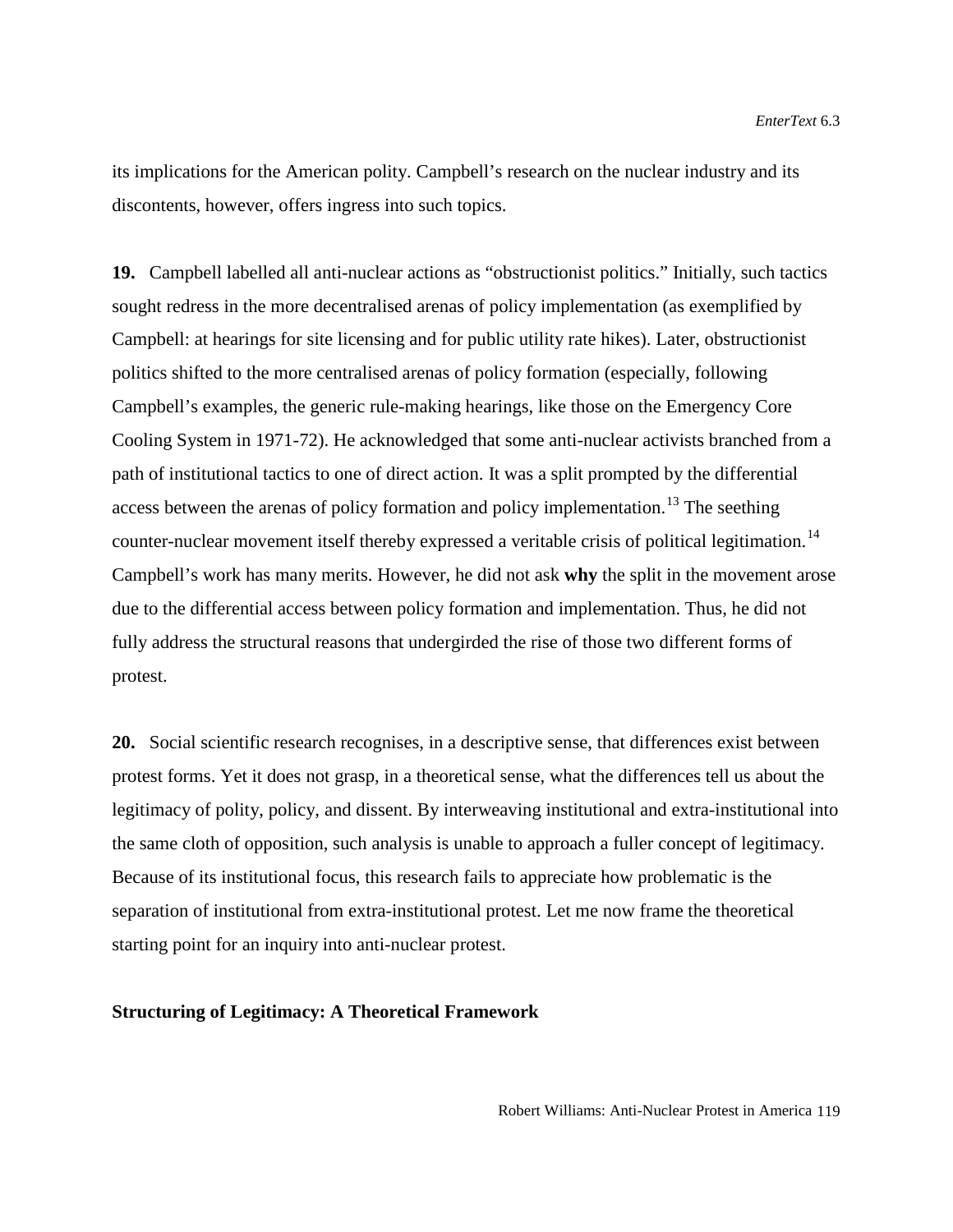its implications for the American polity. Campbell's research on the nuclear industry and its discontents, however, offers ingress into such topics.

**19.** Campbell labelled all anti-nuclear actions as "obstructionist politics." Initially, such tactics sought redress in the more decentralised arenas of policy implementation (as exemplified by Campbell: at hearings for site licensing and for public utility rate hikes). Later, obstructionist politics shifted to the more centralised arenas of policy formation (especially, following Campbell's examples, the generic rule-making hearings, like those on the Emergency Core Cooling System in 1971-72). He acknowledged that some anti-nuclear activists branched from a path of institutional tactics to one of direct action. It was a split prompted by the differential access between the arenas of policy formation and policy implementation.[13] The seething counter-nuclear movement itself thereby expressed a veritable crisis of political legitimation.[14] Campbell's work has many merits. However, he did not ask **why** the split in the movement arose due to the differential access between policy formation and implementation. Thus, he did not fully address the structural reasons that undergirded the rise of those two different forms of protest.

**20.** Social scientific research recognises, in a descriptive sense, that differences exist between protest forms. Yet it does not grasp, in a theoretical sense, what the differences tell us about the legitimacy of polity, policy, and dissent. By interweaving institutional and extra-institutional into the same cloth of opposition, such analysis is unable to approach a fuller concept of legitimacy. Because of its institutional focus, this research fails to appreciate how problematic is the separation of institutional from extra-institutional protest. Let me now frame the theoretical starting point for an inquiry into anti-nuclear protest.

## Structuring of Legitimacy: A Theoretical Framework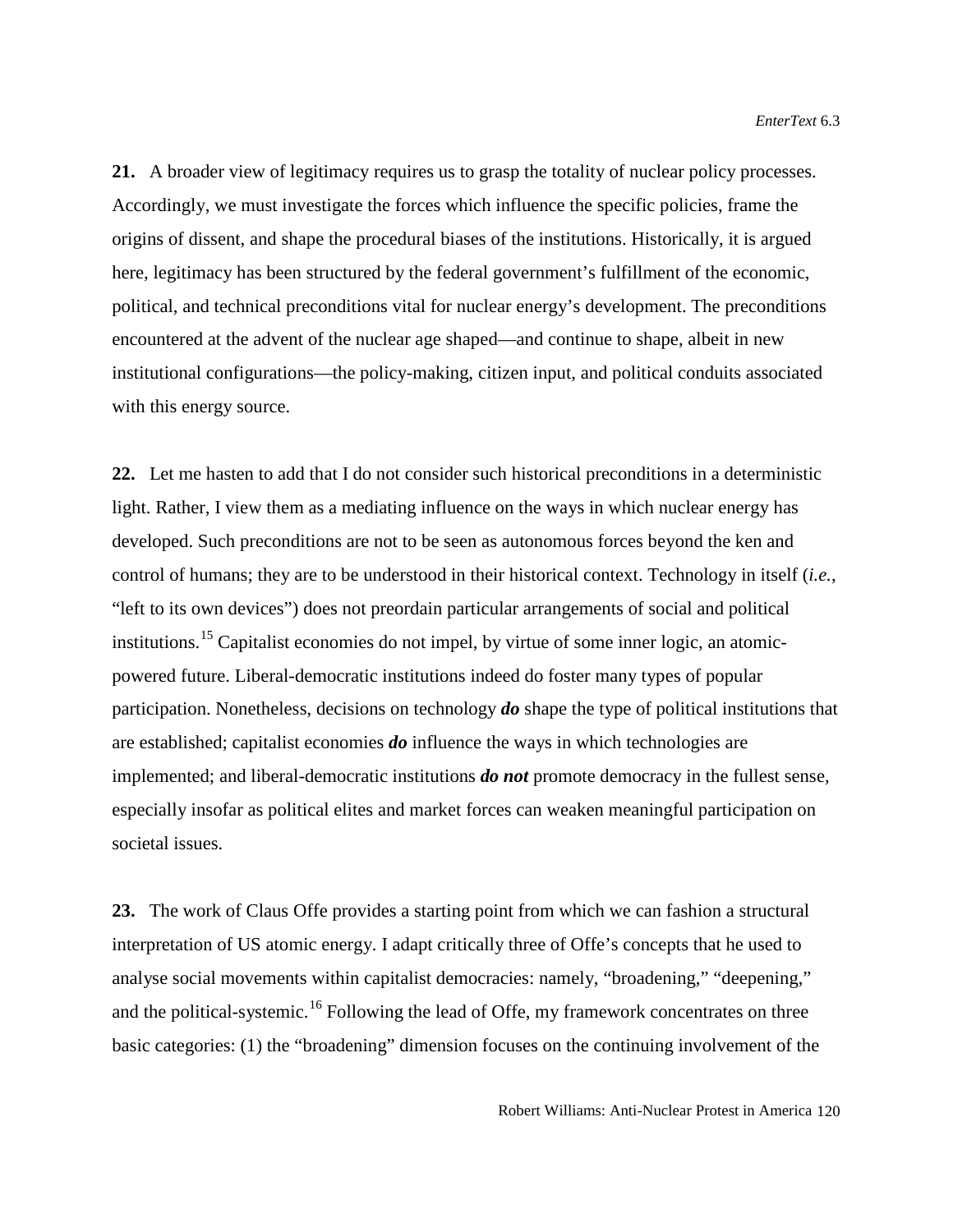**21.** A broader view of legitimacy requires us to grasp the totality of nuclear policy processes. Accordingly, we must investigate the forces which influence the specific policies, frame the origins of dissent, and shape the procedural biases of the institutions. Historically, it is argued here, legitimacy has been structured by the federal government's fulfillment of the economic, political, and technical preconditions vital for nuclear energy's development. The preconditions encountered at the advent of the nuclear age shaped—and continue to shape, albeit in new institutional configurations—the policy-making, citizen input, and political conduits associated with this energy source.

**22.** Let me hasten to add that I do not consider such historical preconditions in a deterministic light. Rather, I view them as a mediating influence on the ways in which nuclear energy has developed. Such preconditions are not to be seen as autonomous forces beyond the ken and control of humans; they are to be understood in their historical context. Technology in itself (*i.e.*, "left to its own devices") does not preordain particular arrangements of social and political institutions.[15] Capitalist economies do not impel, by virtue of some inner logic, an atomic-powered future. Liberal-democratic institutions indeed do foster many types of popular participation. Nonetheless, decisions on technology ***do*** shape the type of political institutions that are established; capitalist economies ***do*** influence the ways in which technologies are implemented; and liberal-democratic institutions ***do not*** promote democracy in the fullest sense, especially insofar as political elites and market forces can weaken meaningful participation on societal issues.

**23.** The work of Claus Offe provides a starting point from which we can fashion a structural interpretation of US atomic energy. I adapt critically three of Offe's concepts that he used to analyse social movements within capitalist democracies: namely, "broadening," "deepening," and the political-systemic.[16] Following the lead of Offe, my framework concentrates on three basic categories: (1) the "broadening" dimension focuses on the continuing involvement of the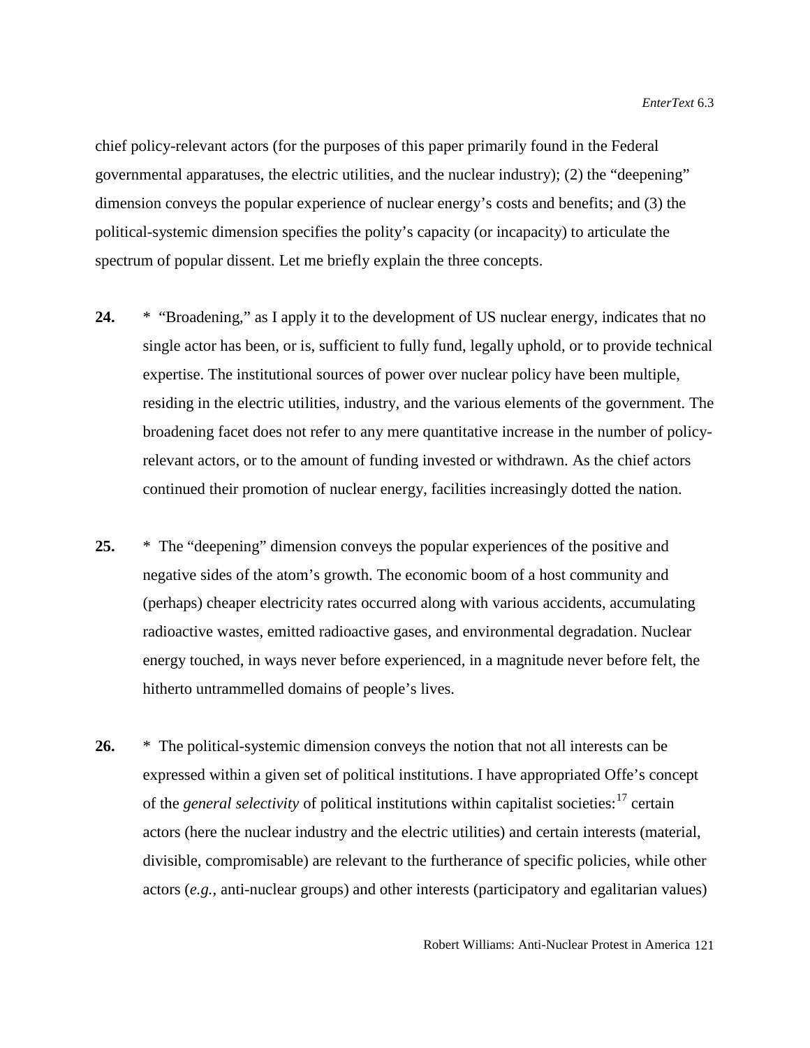chief policy-relevant actors (for the purposes of this paper primarily found in the Federal governmental apparatuses, the electric utilities, and the nuclear industry); (2) the "deepening" dimension conveys the popular experience of nuclear energy's costs and benefits; and (3) the political-systemic dimension specifies the polity's capacity (or incapacity) to articulate the spectrum of popular dissent. Let me briefly explain the three concepts.

**24.** * "Broadening," as I apply it to the development of US nuclear energy, indicates that no single actor has been, or is, sufficient to fully fund, legally uphold, or to provide technical expertise. The institutional sources of power over nuclear policy have been multiple, residing in the electric utilities, industry, and the various elements of the government. The broadening facet does not refer to any mere quantitative increase in the number of policy-relevant actors, or to the amount of funding invested or withdrawn. As the chief actors continued their promotion of nuclear energy, facilities increasingly dotted the nation.

**25.** * The "deepening" dimension conveys the popular experiences of the positive and negative sides of the atom's growth. The economic boom of a host community and (perhaps) cheaper electricity rates occurred along with various accidents, accumulating radioactive wastes, emitted radioactive gases, and environmental degradation. Nuclear energy touched, in ways never before experienced, in a magnitude never before felt, the hitherto untrammelled domains of people's lives.

**26.** * The political-systemic dimension conveys the notion that not all interests can be expressed within a given set of political institutions. I have appropriated Offe's concept of the *general selectivity* of political institutions within capitalist societies:[17] certain actors (here the nuclear industry and the electric utilities) and certain interests (material, divisible, compromisable) are relevant to the furtherance of specific policies, while other actors (*e.g.*, anti-nuclear groups) and other interests (participatory and egalitarian values)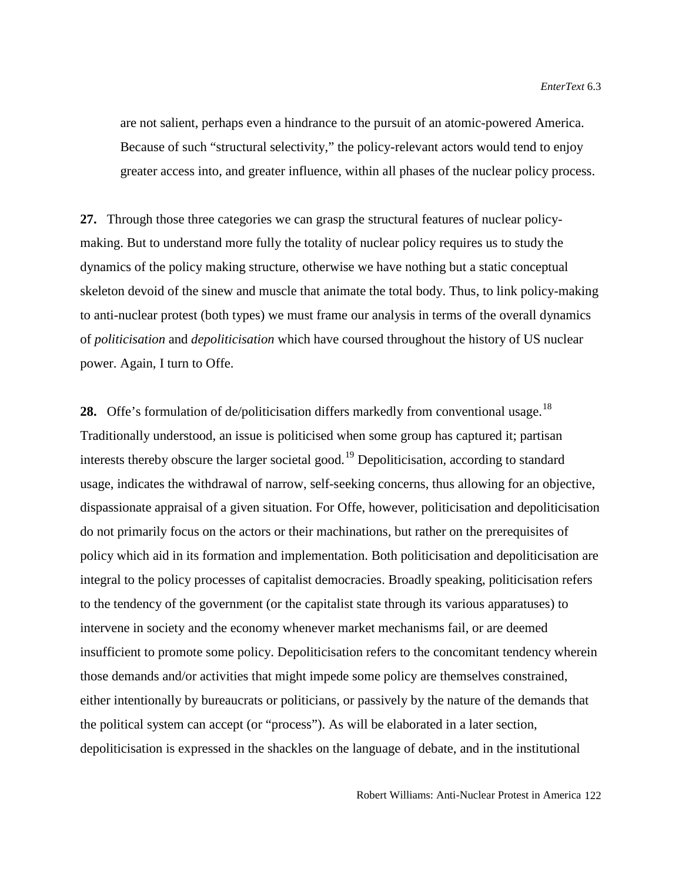are not salient, perhaps even a hindrance to the pursuit of an atomic-powered America. Because of such "structural selectivity," the policy-relevant actors would tend to enjoy greater access into, and greater influence, within all phases of the nuclear policy process.

**27.** Through those three categories we can grasp the structural features of nuclear policy-making. But to understand more fully the totality of nuclear policy requires us to study the dynamics of the policy making structure, otherwise we have nothing but a static conceptual skeleton devoid of the sinew and muscle that animate the total body. Thus, to link policy-making to anti-nuclear protest (both types) we must frame our analysis in terms of the overall dynamics of *politicisation* and *depoliticisation* which have coursed throughout the history of US nuclear power. Again, I turn to Offe.

**28.** Offe's formulation of de/politicisation differs markedly from conventional usage.[18] Traditionally understood, an issue is politicised when some group has captured it; partisan interests thereby obscure the larger societal good.[19] Depoliticisation, according to standard usage, indicates the withdrawal of narrow, self-seeking concerns, thus allowing for an objective, dispassionate appraisal of a given situation. For Offe, however, politicisation and depoliticisation do not primarily focus on the actors or their machinations, but rather on the prerequisites of policy which aid in its formation and implementation. Both politicisation and depoliticisation are integral to the policy processes of capitalist democracies. Broadly speaking, politicisation refers to the tendency of the government (or the capitalist state through its various apparatuses) to intervene in society and the economy whenever market mechanisms fail, or are deemed insufficient to promote some policy. Depoliticisation refers to the concomitant tendency wherein those demands and/or activities that might impede some policy are themselves constrained, either intentionally by bureaucrats or politicians, or passively by the nature of the demands that the political system can accept (or "process"). As will be elaborated in a later section, depoliticisation is expressed in the shackles on the language of debate, and in the institutional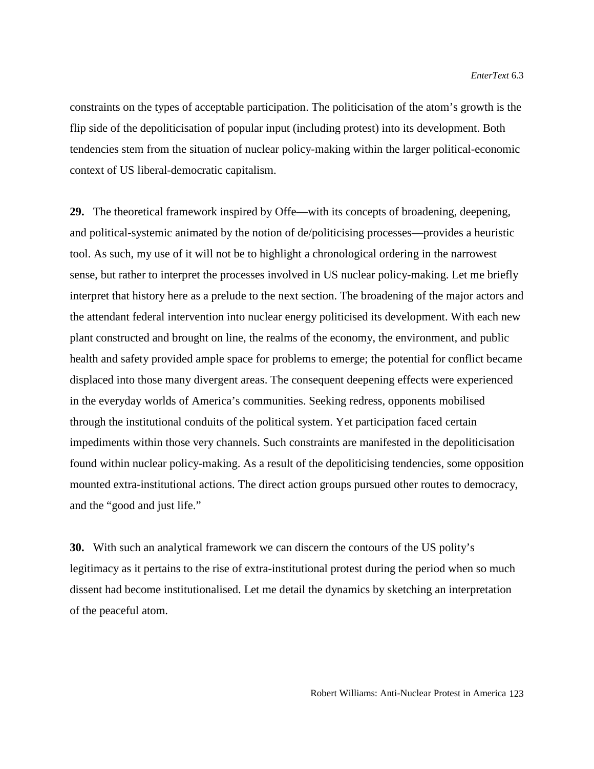constraints on the types of acceptable participation. The politicisation of the atom's growth is the flip side of the depoliticisation of popular input (including protest) into its development. Both tendencies stem from the situation of nuclear policy-making within the larger political-economic context of US liberal-democratic capitalism.

**29.** The theoretical framework inspired by Offe—with its concepts of broadening, deepening, and political-systemic animated by the notion of de/politicising processes—provides a heuristic tool. As such, my use of it will not be to highlight a chronological ordering in the narrowest sense, but rather to interpret the processes involved in US nuclear policy-making. Let me briefly interpret that history here as a prelude to the next section. The broadening of the major actors and the attendant federal intervention into nuclear energy politicised its development. With each new plant constructed and brought on line, the realms of the economy, the environment, and public health and safety provided ample space for problems to emerge; the potential for conflict became displaced into those many divergent areas. The consequent deepening effects were experienced in the everyday worlds of America's communities. Seeking redress, opponents mobilised through the institutional conduits of the political system. Yet participation faced certain impediments within those very channels. Such constraints are manifested in the depoliticisation found within nuclear policy-making. As a result of the depoliticising tendencies, some opposition mounted extra-institutional actions. The direct action groups pursued other routes to democracy, and the "good and just life."

**30.** With such an analytical framework we can discern the contours of the US polity's legitimacy as it pertains to the rise of extra-institutional protest during the period when so much dissent had become institutionalised. Let me detail the dynamics by sketching an interpretation of the peaceful atom.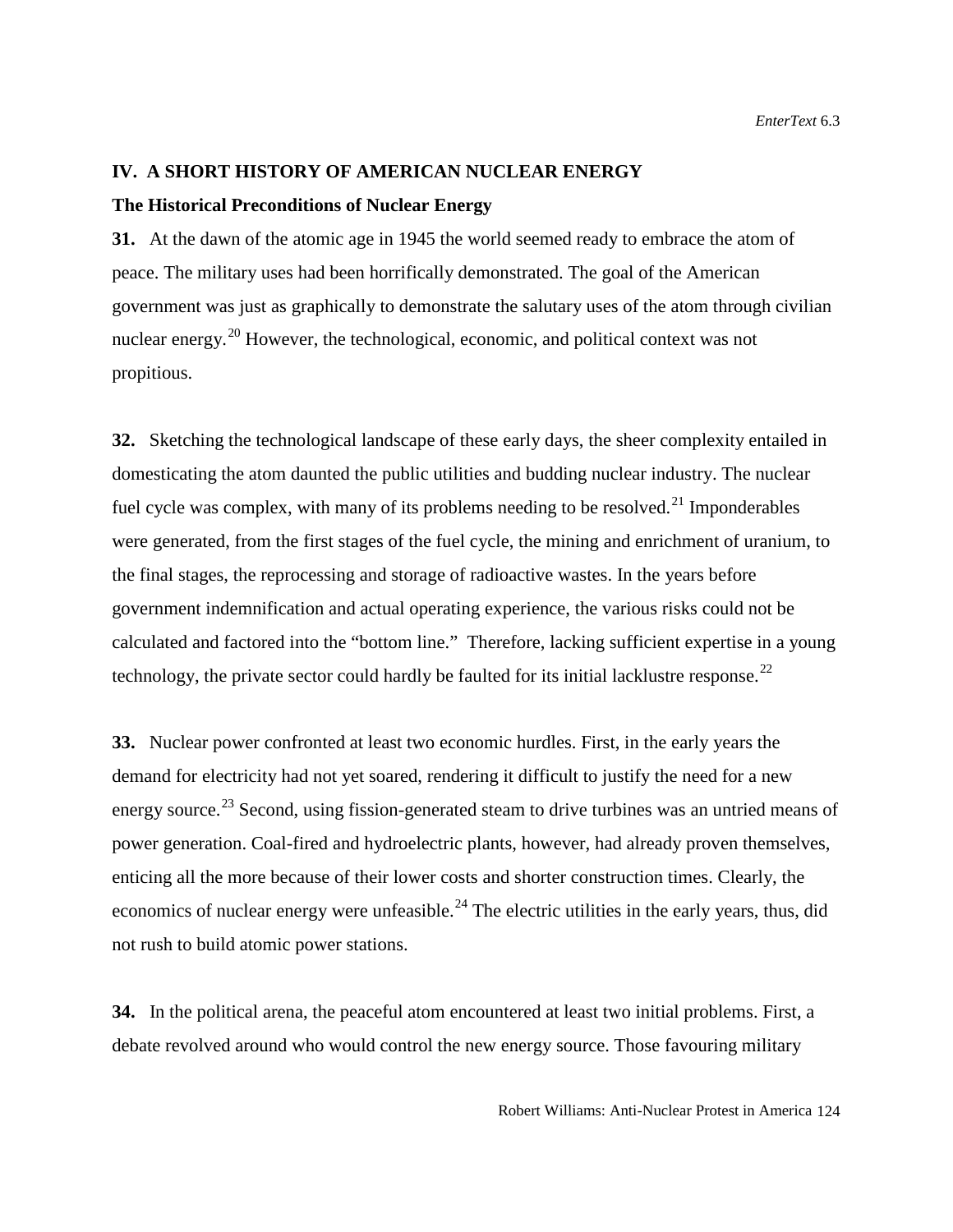## IV. A SHORT HISTORY OF AMERICAN NUCLEAR ENERGY

### The Historical Preconditions of Nuclear Energy

**31.** At the dawn of the atomic age in 1945 the world seemed ready to embrace the atom of peace. The military uses had been horrifically demonstrated. The goal of the American government was just as graphically to demonstrate the salutary uses of the atom through civilian nuclear energy.[20] However, the technological, economic, and political context was not propitious.

**32.** Sketching the technological landscape of these early days, the sheer complexity entailed in domesticating the atom daunted the public utilities and budding nuclear industry. The nuclear fuel cycle was complex, with many of its problems needing to be resolved.[21] Imponderables were generated, from the first stages of the fuel cycle, the mining and enrichment of uranium, to the final stages, the reprocessing and storage of radioactive wastes. In the years before government indemnification and actual operating experience, the various risks could not be calculated and factored into the "bottom line." Therefore, lacking sufficient expertise in a young technology, the private sector could hardly be faulted for its initial lacklustre response.[22]

**33.** Nuclear power confronted at least two economic hurdles. First, in the early years the demand for electricity had not yet soared, rendering it difficult to justify the need for a new energy source.[23] Second, using fission-generated steam to drive turbines was an untried means of power generation. Coal-fired and hydroelectric plants, however, had already proven themselves, enticing all the more because of their lower costs and shorter construction times. Clearly, the economics of nuclear energy were unfeasible.[24] The electric utilities in the early years, thus, did not rush to build atomic power stations.

**34.** In the political arena, the peaceful atom encountered at least two initial problems. First, a debate revolved around who would control the new energy source. Those favouring military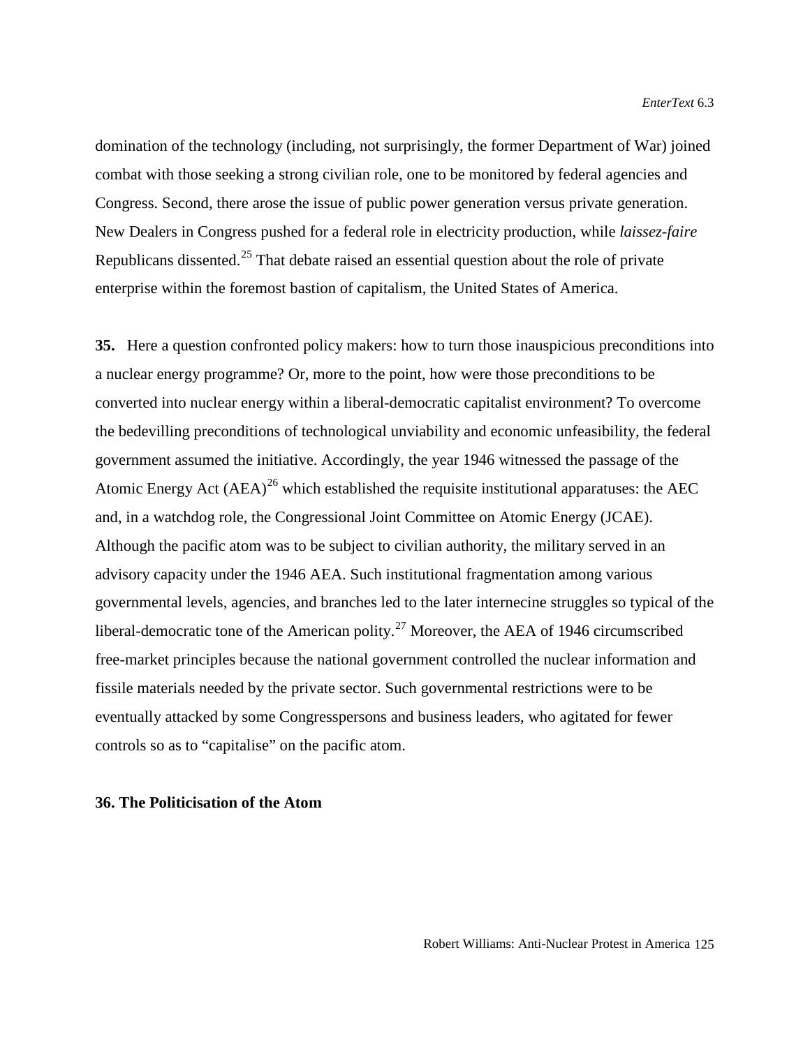domination of the technology (including, not surprisingly, the former Department of War) joined combat with those seeking a strong civilian role, one to be monitored by federal agencies and Congress. Second, there arose the issue of public power generation versus private generation. New Dealers in Congress pushed for a federal role in electricity production, while *laissez-faire* Republicans dissented.[25] That debate raised an essential question about the role of private enterprise within the foremost bastion of capitalism, the United States of America.

**35.** Here a question confronted policy makers: how to turn those inauspicious preconditions into a nuclear energy programme? Or, more to the point, how were those preconditions to be converted into nuclear energy within a liberal-democratic capitalist environment? To overcome the bedevilling preconditions of technological unviability and economic unfeasibility, the federal government assumed the initiative. Accordingly, the year 1946 witnessed the passage of the Atomic Energy Act (AEA)[26] which established the requisite institutional apparatuses: the AEC and, in a watchdog role, the Congressional Joint Committee on Atomic Energy (JCAE). Although the pacific atom was to be subject to civilian authority, the military served in an advisory capacity under the 1946 AEA. Such institutional fragmentation among various governmental levels, agencies, and branches led to the later internecine struggles so typical of the liberal-democratic tone of the American polity.[27] Moreover, the AEA of 1946 circumscribed free-market principles because the national government controlled the nuclear information and fissile materials needed by the private sector. Such governmental restrictions were to be eventually attacked by some Congresspersons and business leaders, who agitated for fewer controls so as to "capitalise" on the pacific atom.

**36. The Politicisation of the Atom**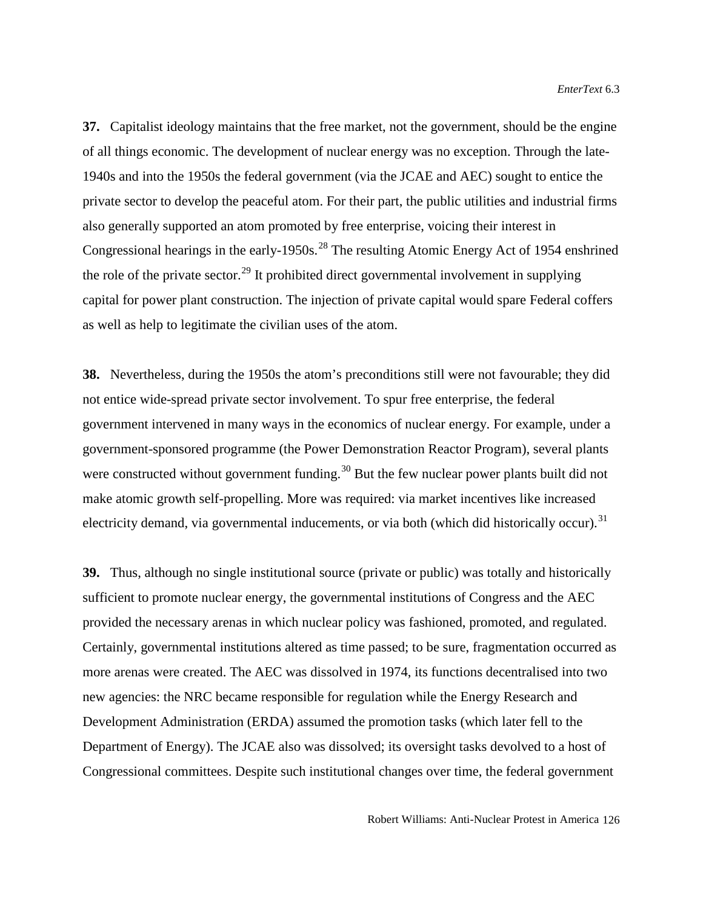**37.** Capitalist ideology maintains that the free market, not the government, should be the engine of all things economic. The development of nuclear energy was no exception. Through the late-1940s and into the 1950s the federal government (via the JCAE and AEC) sought to entice the private sector to develop the peaceful atom. For their part, the public utilities and industrial firms also generally supported an atom promoted by free enterprise, voicing their interest in Congressional hearings in the early-1950s.[28] The resulting Atomic Energy Act of 1954 enshrined the role of the private sector.[29] It prohibited direct governmental involvement in supplying capital for power plant construction. The injection of private capital would spare Federal coffers as well as help to legitimate the civilian uses of the atom.

**38.** Nevertheless, during the 1950s the atom's preconditions still were not favourable; they did not entice wide-spread private sector involvement. To spur free enterprise, the federal government intervened in many ways in the economics of nuclear energy. For example, under a government-sponsored programme (the Power Demonstration Reactor Program), several plants were constructed without government funding.[30] But the few nuclear power plants built did not make atomic growth self-propelling. More was required: via market incentives like increased electricity demand, via governmental inducements, or via both (which did historically occur).[31]

**39.** Thus, although no single institutional source (private or public) was totally and historically sufficient to promote nuclear energy, the governmental institutions of Congress and the AEC provided the necessary arenas in which nuclear policy was fashioned, promoted, and regulated. Certainly, governmental institutions altered as time passed; to be sure, fragmentation occurred as more arenas were created. The AEC was dissolved in 1974, its functions decentralised into two new agencies: the NRC became responsible for regulation while the Energy Research and Development Administration (ERDA) assumed the promotion tasks (which later fell to the Department of Energy). The JCAE also was dissolved; its oversight tasks devolved to a host of Congressional committees. Despite such institutional changes over time, the federal government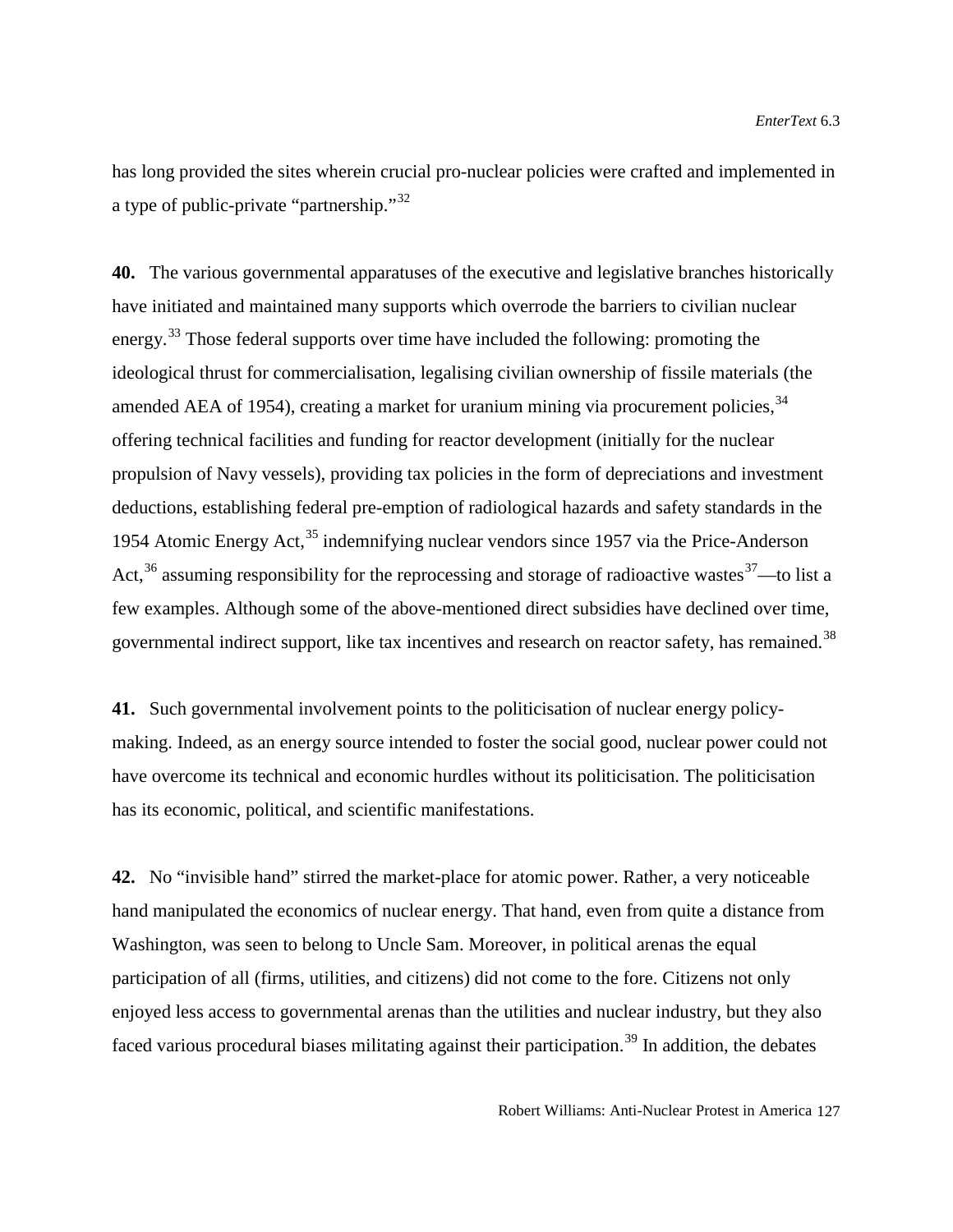has long provided the sites wherein crucial pro-nuclear policies were crafted and implemented in a type of public-private "partnership."[32]

**40.** The various governmental apparatuses of the executive and legislative branches historically have initiated and maintained many supports which overrode the barriers to civilian nuclear energy.[33] Those federal supports over time have included the following: promoting the ideological thrust for commercialisation, legalising civilian ownership of fissile materials (the amended AEA of 1954), creating a market for uranium mining via procurement policies,[34] offering technical facilities and funding for reactor development (initially for the nuclear propulsion of Navy vessels), providing tax policies in the form of depreciations and investment deductions, establishing federal pre-emption of radiological hazards and safety standards in the 1954 Atomic Energy Act,[35] indemnifying nuclear vendors since 1957 via the Price-Anderson Act,[36] assuming responsibility for the reprocessing and storage of radioactive wastes[37]—to list a few examples. Although some of the above-mentioned direct subsidies have declined over time, governmental indirect support, like tax incentives and research on reactor safety, has remained.[38]

**41.** Such governmental involvement points to the politicisation of nuclear energy policy-making. Indeed, as an energy source intended to foster the social good, nuclear power could not have overcome its technical and economic hurdles without its politicisation. The politicisation has its economic, political, and scientific manifestations.

**42.** No "invisible hand" stirred the market-place for atomic power. Rather, a very noticeable hand manipulated the economics of nuclear energy. That hand, even from quite a distance from Washington, was seen to belong to Uncle Sam. Moreover, in political arenas the equal participation of all (firms, utilities, and citizens) did not come to the fore. Citizens not only enjoyed less access to governmental arenas than the utilities and nuclear industry, but they also faced various procedural biases militating against their participation.[39] In addition, the debates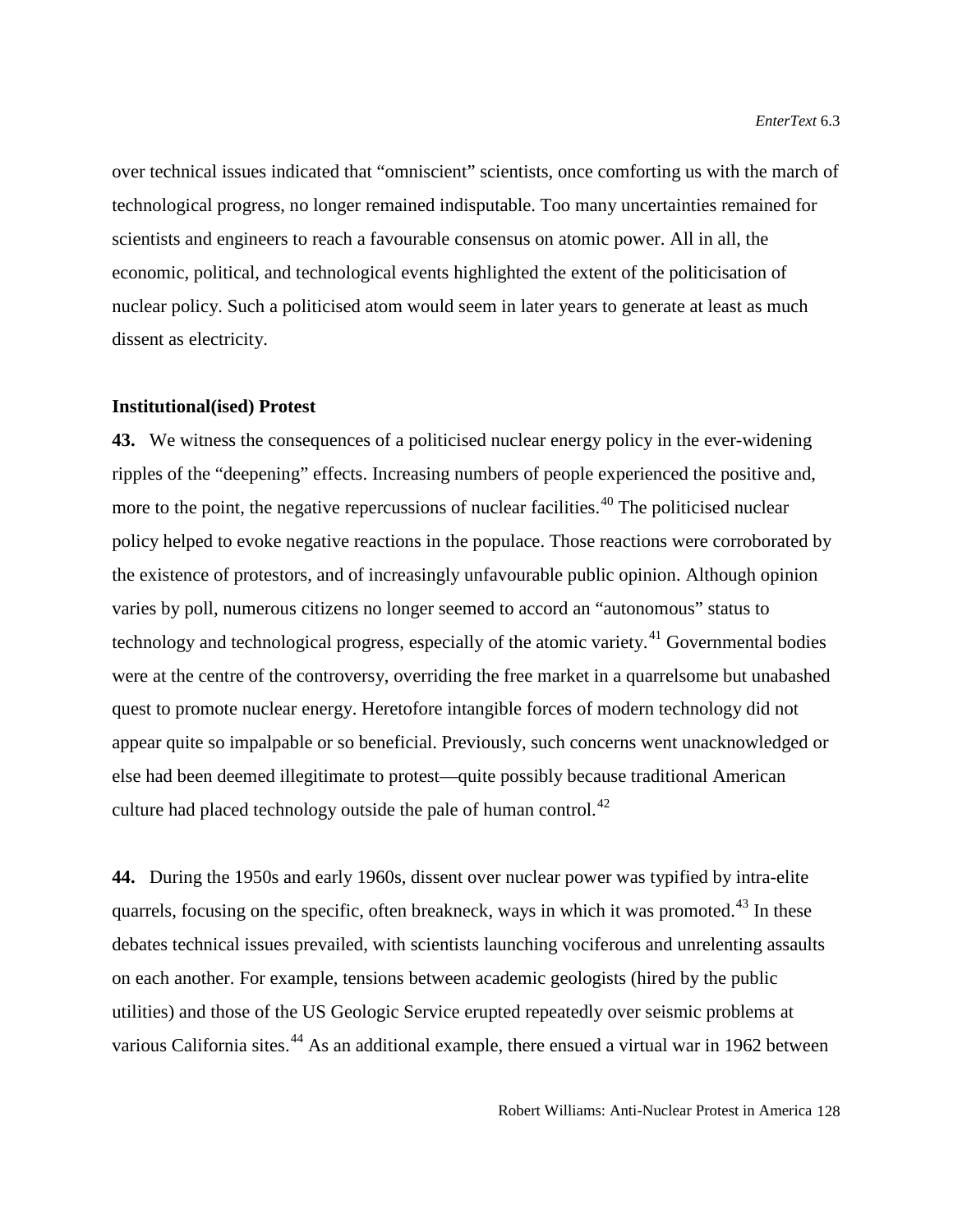over technical issues indicated that "omniscient" scientists, once comforting us with the march of technological progress, no longer remained indisputable. Too many uncertainties remained for scientists and engineers to reach a favourable consensus on atomic power. All in all, the economic, political, and technological events highlighted the extent of the politicisation of nuclear policy. Such a politicised atom would seem in later years to generate at least as much dissent as electricity.

### Institutional(ised) Protest

**43.** We witness the consequences of a politicised nuclear energy policy in the ever-widening ripples of the "deepening" effects. Increasing numbers of people experienced the positive and, more to the point, the negative repercussions of nuclear facilities.[40] The politicised nuclear policy helped to evoke negative reactions in the populace. Those reactions were corroborated by the existence of protestors, and of increasingly unfavourable public opinion. Although opinion varies by poll, numerous citizens no longer seemed to accord an "autonomous" status to technology and technological progress, especially of the atomic variety.[41] Governmental bodies were at the centre of the controversy, overriding the free market in a quarrelsome but unabashed quest to promote nuclear energy. Heretofore intangible forces of modern technology did not appear quite so impalpable or so beneficial. Previously, such concerns went unacknowledged or else had been deemed illegitimate to protest—quite possibly because traditional American culture had placed technology outside the pale of human control.[42]

**44.** During the 1950s and early 1960s, dissent over nuclear power was typified by intra-elite quarrels, focusing on the specific, often breakneck, ways in which it was promoted.[43] In these debates technical issues prevailed, with scientists launching vociferous and unrelenting assaults on each another. For example, tensions between academic geologists (hired by the public utilities) and those of the US Geologic Service erupted repeatedly over seismic problems at various California sites.[44] As an additional example, there ensued a virtual war in 1962 between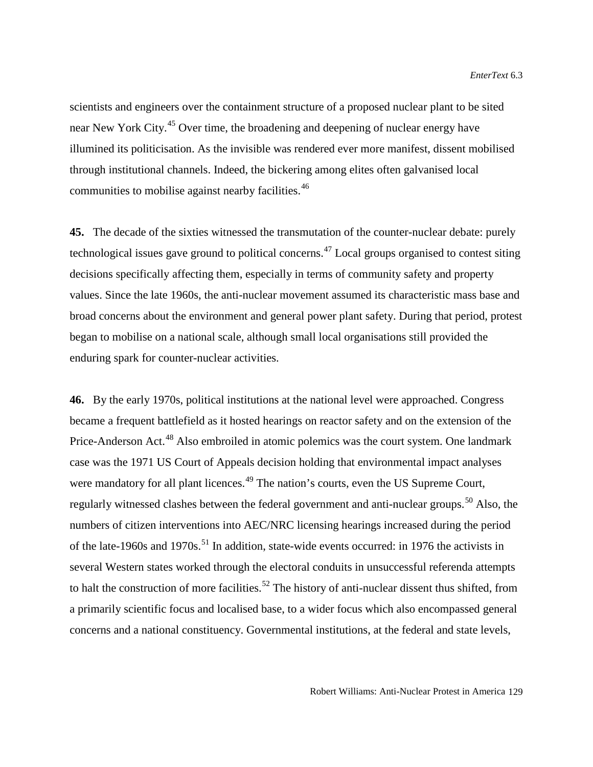scientists and engineers over the containment structure of a proposed nuclear plant to be sited near New York City.[45] Over time, the broadening and deepening of nuclear energy have illumined its politicisation. As the invisible was rendered ever more manifest, dissent mobilised through institutional channels. Indeed, the bickering among elites often galvanised local communities to mobilise against nearby facilities.[46]

**45.** The decade of the sixties witnessed the transmutation of the counter-nuclear debate: purely technological issues gave ground to political concerns.[47] Local groups organised to contest siting decisions specifically affecting them, especially in terms of community safety and property values. Since the late 1960s, the anti-nuclear movement assumed its characteristic mass base and broad concerns about the environment and general power plant safety. During that period, protest began to mobilise on a national scale, although small local organisations still provided the enduring spark for counter-nuclear activities.

**46.** By the early 1970s, political institutions at the national level were approached. Congress became a frequent battlefield as it hosted hearings on reactor safety and on the extension of the Price-Anderson Act.[48] Also embroiled in atomic polemics was the court system. One landmark case was the 1971 US Court of Appeals decision holding that environmental impact analyses were mandatory for all plant licences.[49] The nation's courts, even the US Supreme Court, regularly witnessed clashes between the federal government and anti-nuclear groups.[50] Also, the numbers of citizen interventions into AEC/NRC licensing hearings increased during the period of the late-1960s and 1970s.[51] In addition, state-wide events occurred: in 1976 the activists in several Western states worked through the electoral conduits in unsuccessful referenda attempts to halt the construction of more facilities.[52] The history of anti-nuclear dissent thus shifted, from a primarily scientific focus and localised base, to a wider focus which also encompassed general concerns and a national constituency. Governmental institutions, at the federal and state levels,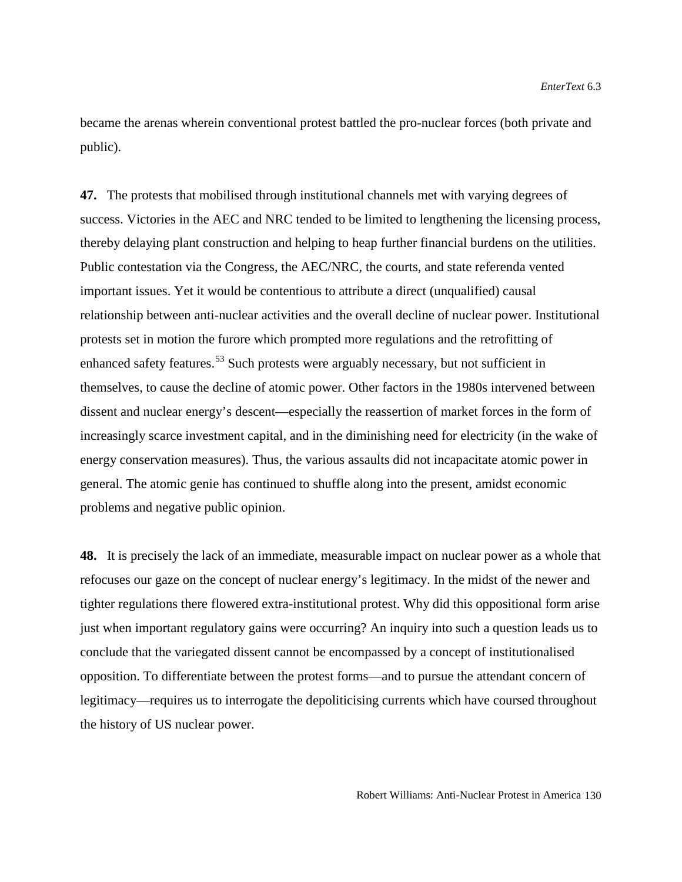became the arenas wherein conventional protest battled the pro-nuclear forces (both private and public).

**47.** The protests that mobilised through institutional channels met with varying degrees of success. Victories in the AEC and NRC tended to be limited to lengthening the licensing process, thereby delaying plant construction and helping to heap further financial burdens on the utilities. Public contestation via the Congress, the AEC/NRC, the courts, and state referenda vented important issues. Yet it would be contentious to attribute a direct (unqualified) causal relationship between anti-nuclear activities and the overall decline of nuclear power. Institutional protests set in motion the furore which prompted more regulations and the retrofitting of enhanced safety features.[53] Such protests were arguably necessary, but not sufficient in themselves, to cause the decline of atomic power. Other factors in the 1980s intervened between dissent and nuclear energy's descent—especially the reassertion of market forces in the form of increasingly scarce investment capital, and in the diminishing need for electricity (in the wake of energy conservation measures). Thus, the various assaults did not incapacitate atomic power in general. The atomic genie has continued to shuffle along into the present, amidst economic problems and negative public opinion.

**48.** It is precisely the lack of an immediate, measurable impact on nuclear power as a whole that refocuses our gaze on the concept of nuclear energy's legitimacy. In the midst of the newer and tighter regulations there flowered extra-institutional protest. Why did this oppositional form arise just when important regulatory gains were occurring? An inquiry into such a question leads us to conclude that the variegated dissent cannot be encompassed by a concept of institutionalised opposition. To differentiate between the protest forms—and to pursue the attendant concern of legitimacy—requires us to interrogate the depoliticising currents which have coursed throughout the history of US nuclear power.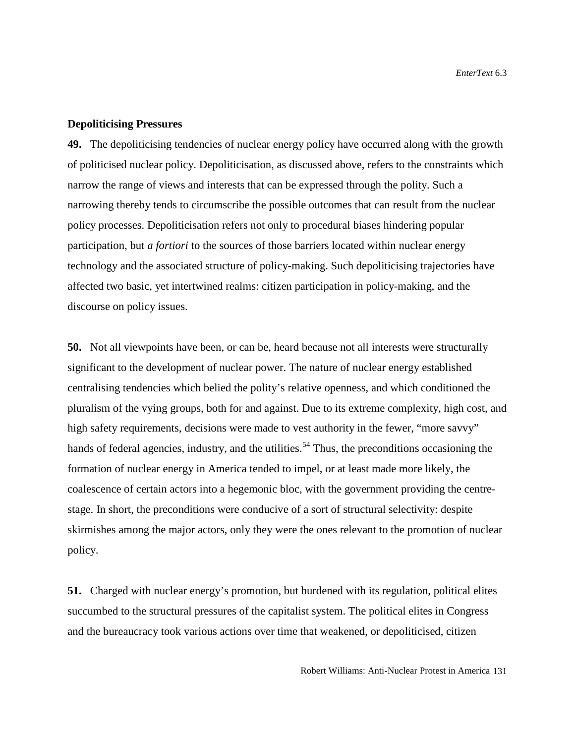### Depoliticising Pressures

**49.** The depoliticising tendencies of nuclear energy policy have occurred along with the growth of politicised nuclear policy. Depoliticisation, as discussed above, refers to the constraints which narrow the range of views and interests that can be expressed through the polity. Such a narrowing thereby tends to circumscribe the possible outcomes that can result from the nuclear policy processes. Depoliticisation refers not only to procedural biases hindering popular participation, but *a fortiori* to the sources of those barriers located within nuclear energy technology and the associated structure of policy-making. Such depoliticising trajectories have affected two basic, yet intertwined realms: citizen participation in policy-making, and the discourse on policy issues.

**50.** Not all viewpoints have been, or can be, heard because not all interests were structurally significant to the development of nuclear power. The nature of nuclear energy established centralising tendencies which belied the polity's relative openness, and which conditioned the pluralism of the vying groups, both for and against. Due to its extreme complexity, high cost, and high safety requirements, decisions were made to vest authority in the fewer, "more savvy" hands of federal agencies, industry, and the utilities.[54] Thus, the preconditions occasioning the formation of nuclear energy in America tended to impel, or at least made more likely, the coalescence of certain actors into a hegemonic bloc, with the government providing the centre-stage. In short, the preconditions were conducive of a sort of structural selectivity: despite skirmishes among the major actors, only they were the ones relevant to the promotion of nuclear policy.

**51.** Charged with nuclear energy's promotion, but burdened with its regulation, political elites succumbed to the structural pressures of the capitalist system. The political elites in Congress and the bureaucracy took various actions over time that weakened, or depoliticised, citizen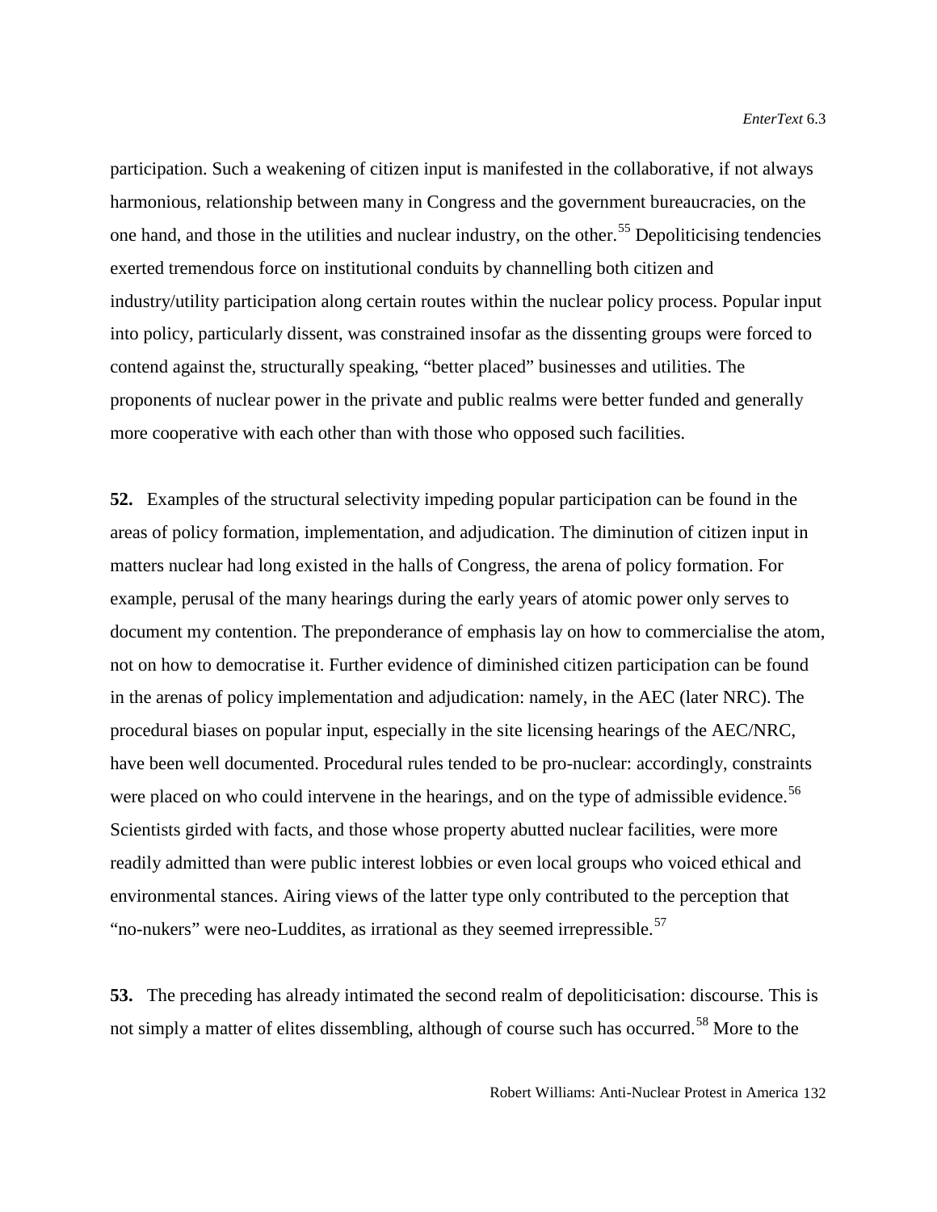participation. Such a weakening of citizen input is manifested in the collaborative, if not always harmonious, relationship between many in Congress and the government bureaucracies, on the one hand, and those in the utilities and nuclear industry, on the other.[55] Depoliticising tendencies exerted tremendous force on institutional conduits by channelling both citizen and industry/utility participation along certain routes within the nuclear policy process. Popular input into policy, particularly dissent, was constrained insofar as the dissenting groups were forced to contend against the, structurally speaking, "better placed" businesses and utilities. The proponents of nuclear power in the private and public realms were better funded and generally more cooperative with each other than with those who opposed such facilities.

**52.** Examples of the structural selectivity impeding popular participation can be found in the areas of policy formation, implementation, and adjudication. The diminution of citizen input in matters nuclear had long existed in the halls of Congress, the arena of policy formation. For example, perusal of the many hearings during the early years of atomic power only serves to document my contention. The preponderance of emphasis lay on how to commercialise the atom, not on how to democratise it. Further evidence of diminished citizen participation can be found in the arenas of policy implementation and adjudication: namely, in the AEC (later NRC). The procedural biases on popular input, especially in the site licensing hearings of the AEC/NRC, have been well documented. Procedural rules tended to be pro-nuclear: accordingly, constraints were placed on who could intervene in the hearings, and on the type of admissible evidence.[56] Scientists girded with facts, and those whose property abutted nuclear facilities, were more readily admitted than were public interest lobbies or even local groups who voiced ethical and environmental stances. Airing views of the latter type only contributed to the perception that "no-nukers" were neo-Luddites, as irrational as they seemed irrepressible.[57]

**53.** The preceding has already intimated the second realm of depoliticisation: discourse. This is not simply a matter of elites dissembling, although of course such has occurred.[58] More to the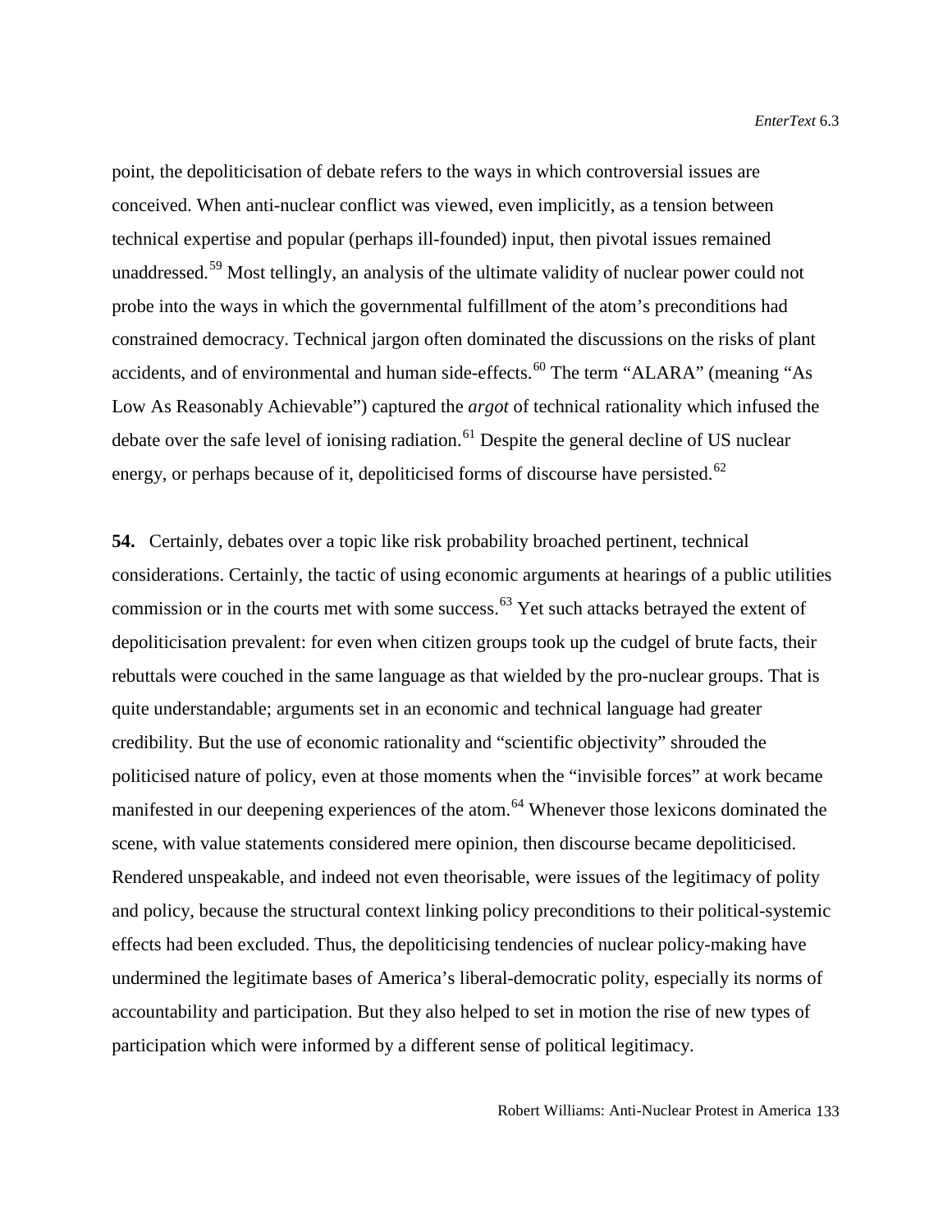point, the depoliticisation of debate refers to the ways in which controversial issues are conceived. When anti-nuclear conflict was viewed, even implicitly, as a tension between technical expertise and popular (perhaps ill-founded) input, then pivotal issues remained unaddressed.[59] Most tellingly, an analysis of the ultimate validity of nuclear power could not probe into the ways in which the governmental fulfillment of the atom's preconditions had constrained democracy. Technical jargon often dominated the discussions on the risks of plant accidents, and of environmental and human side-effects.[60] The term "ALARA" (meaning "As Low As Reasonably Achievable") captured the *argot* of technical rationality which infused the debate over the safe level of ionising radiation.[61] Despite the general decline of US nuclear energy, or perhaps because of it, depoliticised forms of discourse have persisted.[62]

**54.** Certainly, debates over a topic like risk probability broached pertinent, technical considerations. Certainly, the tactic of using economic arguments at hearings of a public utilities commission or in the courts met with some success.[63] Yet such attacks betrayed the extent of depoliticisation prevalent: for even when citizen groups took up the cudgel of brute facts, their rebuttals were couched in the same language as that wielded by the pro-nuclear groups. That is quite understandable; arguments set in an economic and technical language had greater credibility. But the use of economic rationality and "scientific objectivity" shrouded the politicised nature of policy, even at those moments when the "invisible forces" at work became manifested in our deepening experiences of the atom.[64] Whenever those lexicons dominated the scene, with value statements considered mere opinion, then discourse became depoliticised. Rendered unspeakable, and indeed not even theorisable, were issues of the legitimacy of polity and policy, because the structural context linking policy preconditions to their political-systemic effects had been excluded. Thus, the depoliticising tendencies of nuclear policy-making have undermined the legitimate bases of America's liberal-democratic polity, especially its norms of accountability and participation. But they also helped to set in motion the rise of new types of participation which were informed by a different sense of political legitimacy.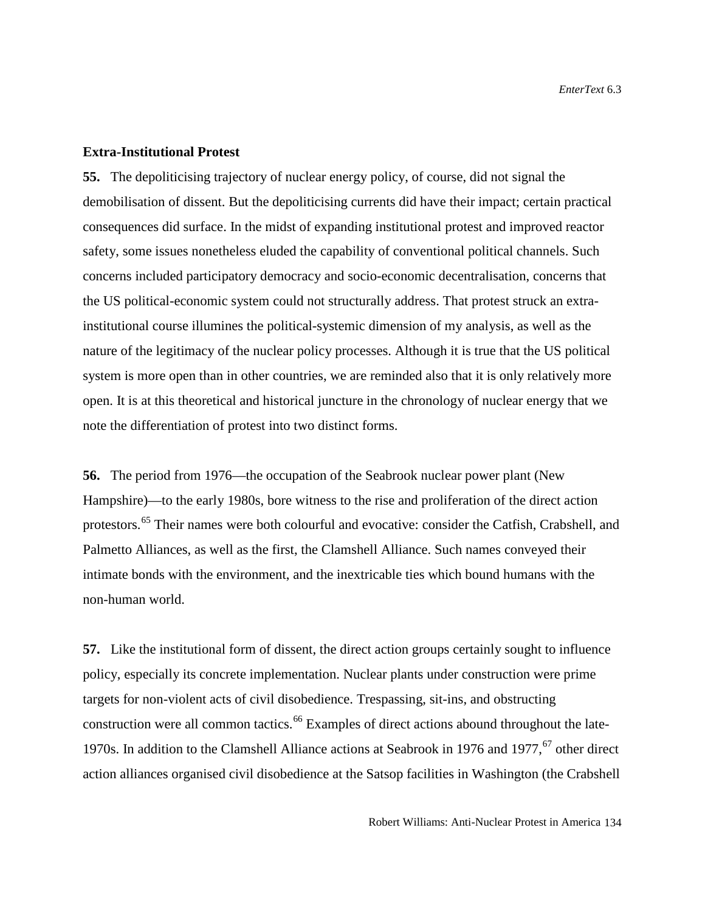### Extra-Institutional Protest

**55.** The depoliticising trajectory of nuclear energy policy, of course, did not signal the demobilisation of dissent. But the depoliticising currents did have their impact; certain practical consequences did surface. In the midst of expanding institutional protest and improved reactor safety, some issues nonetheless eluded the capability of conventional political channels. Such concerns included participatory democracy and socio-economic decentralisation, concerns that the US political-economic system could not structurally address. That protest struck an extra-institutional course illumines the political-systemic dimension of my analysis, as well as the nature of the legitimacy of the nuclear policy processes. Although it is true that the US political system is more open than in other countries, we are reminded also that it is only relatively more open. It is at this theoretical and historical juncture in the chronology of nuclear energy that we note the differentiation of protest into two distinct forms.

**56.** The period from 1976—the occupation of the Seabrook nuclear power plant (New Hampshire)—to the early 1980s, bore witness to the rise and proliferation of the direct action protestors.[65] Their names were both colourful and evocative: consider the Catfish, Crabshell, and Palmetto Alliances, as well as the first, the Clamshell Alliance. Such names conveyed their intimate bonds with the environment, and the inextricable ties which bound humans with the non-human world.

**57.** Like the institutional form of dissent, the direct action groups certainly sought to influence policy, especially its concrete implementation. Nuclear plants under construction were prime targets for non-violent acts of civil disobedience. Trespassing, sit-ins, and obstructing construction were all common tactics.[66] Examples of direct actions abound throughout the late-1970s. In addition to the Clamshell Alliance actions at Seabrook in 1976 and 1977,[67] other direct action alliances organised civil disobedience at the Satsop facilities in Washington (the Crabshell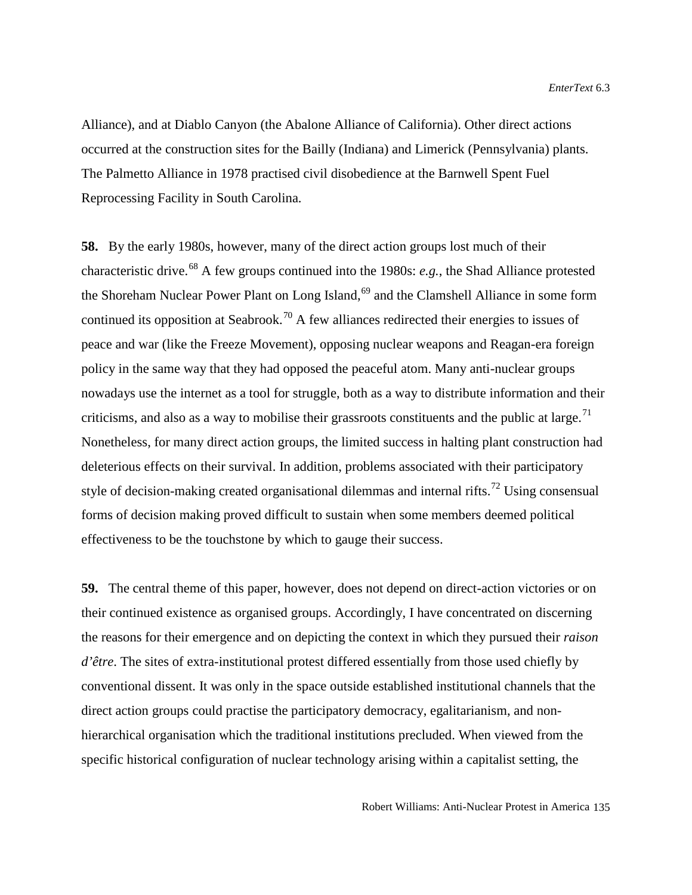Alliance), and at Diablo Canyon (the Abalone Alliance of California). Other direct actions occurred at the construction sites for the Bailly (Indiana) and Limerick (Pennsylvania) plants. The Palmetto Alliance in 1978 practised civil disobedience at the Barnwell Spent Fuel Reprocessing Facility in South Carolina.

**58.** By the early 1980s, however, many of the direct action groups lost much of their characteristic drive.[68] A few groups continued into the 1980s: *e.g.*, the Shad Alliance protested the Shoreham Nuclear Power Plant on Long Island,[69] and the Clamshell Alliance in some form continued its opposition at Seabrook.[70] A few alliances redirected their energies to issues of peace and war (like the Freeze Movement), opposing nuclear weapons and Reagan-era foreign policy in the same way that they had opposed the peaceful atom. Many anti-nuclear groups nowadays use the internet as a tool for struggle, both as a way to distribute information and their criticisms, and also as a way to mobilise their grassroots constituents and the public at large.[71] Nonetheless, for many direct action groups, the limited success in halting plant construction had deleterious effects on their survival. In addition, problems associated with their participatory style of decision-making created organisational dilemmas and internal rifts.[72] Using consensual forms of decision making proved difficult to sustain when some members deemed political effectiveness to be the touchstone by which to gauge their success.

**59.** The central theme of this paper, however, does not depend on direct-action victories or on their continued existence as organised groups. Accordingly, I have concentrated on discerning the reasons for their emergence and on depicting the context in which they pursued their *raison d'être*. The sites of extra-institutional protest differed essentially from those used chiefly by conventional dissent. It was only in the space outside established institutional channels that the direct action groups could practise the participatory democracy, egalitarianism, and non-hierarchical organisation which the traditional institutions precluded. When viewed from the specific historical configuration of nuclear technology arising within a capitalist setting, the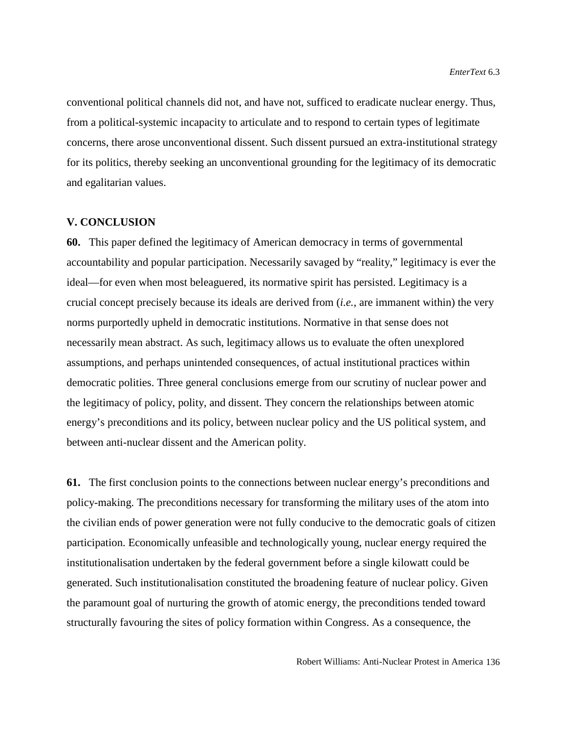conventional political channels did not, and have not, sufficed to eradicate nuclear energy. Thus, from a political-systemic incapacity to articulate and to respond to certain types of legitimate concerns, there arose unconventional dissent. Such dissent pursued an extra-institutional strategy for its politics, thereby seeking an unconventional grounding for the legitimacy of its democratic and egalitarian values.

## V. CONCLUSION

**60.** This paper defined the legitimacy of American democracy in terms of governmental accountability and popular participation. Necessarily savaged by "reality," legitimacy is ever the ideal—for even when most beleaguered, its normative spirit has persisted. Legitimacy is a crucial concept precisely because its ideals are derived from (*i.e.,* are immanent within) the very norms purportedly upheld in democratic institutions. Normative in that sense does not necessarily mean abstract. As such, legitimacy allows us to evaluate the often unexplored assumptions, and perhaps unintended consequences, of actual institutional practices within democratic polities. Three general conclusions emerge from our scrutiny of nuclear power and the legitimacy of policy, polity, and dissent. They concern the relationships between atomic energy's preconditions and its policy, between nuclear policy and the US political system, and between anti-nuclear dissent and the American polity.

**61.** The first conclusion points to the connections between nuclear energy's preconditions and policy-making. The preconditions necessary for transforming the military uses of the atom into the civilian ends of power generation were not fully conducive to the democratic goals of citizen participation. Economically unfeasible and technologically young, nuclear energy required the institutionalisation undertaken by the federal government before a single kilowatt could be generated. Such institutionalisation constituted the broadening feature of nuclear policy. Given the paramount goal of nurturing the growth of atomic energy, the preconditions tended toward structurally favouring the sites of policy formation within Congress. As a consequence, the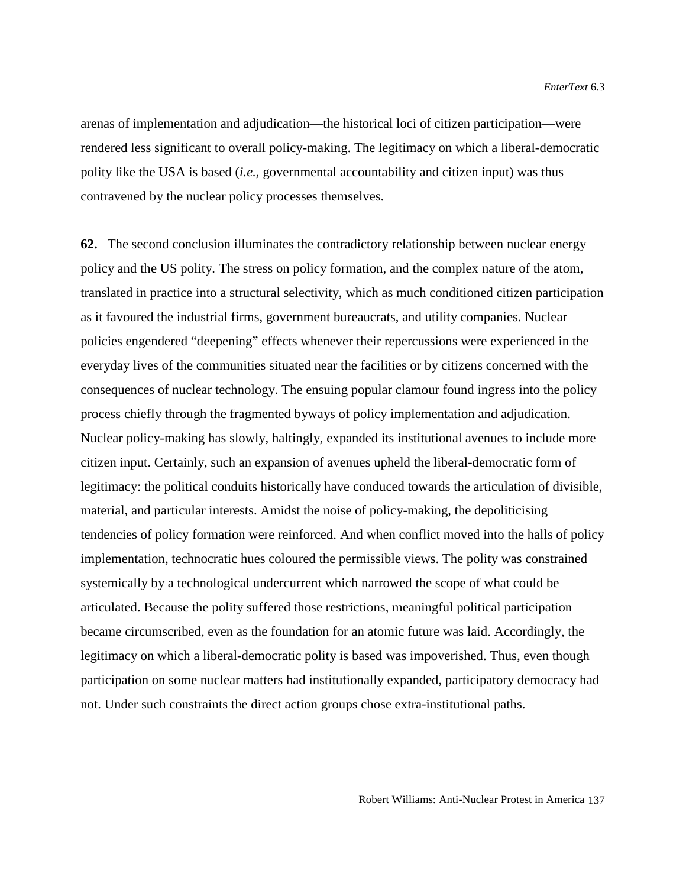arenas of implementation and adjudication—the historical loci of citizen participation—were rendered less significant to overall policy-making. The legitimacy on which a liberal-democratic polity like the USA is based (*i.e.*, governmental accountability and citizen input) was thus contravened by the nuclear policy processes themselves.

**62.** The second conclusion illuminates the contradictory relationship between nuclear energy policy and the US polity. The stress on policy formation, and the complex nature of the atom, translated in practice into a structural selectivity, which as much conditioned citizen participation as it favoured the industrial firms, government bureaucrats, and utility companies. Nuclear policies engendered "deepening" effects whenever their repercussions were experienced in the everyday lives of the communities situated near the facilities or by citizens concerned with the consequences of nuclear technology. The ensuing popular clamour found ingress into the policy process chiefly through the fragmented byways of policy implementation and adjudication. Nuclear policy-making has slowly, haltingly, expanded its institutional avenues to include more citizen input. Certainly, such an expansion of avenues upheld the liberal-democratic form of legitimacy: the political conduits historically have conduced towards the articulation of divisible, material, and particular interests. Amidst the noise of policy-making, the depoliticising tendencies of policy formation were reinforced. And when conflict moved into the halls of policy implementation, technocratic hues coloured the permissible views. The polity was constrained systemically by a technological undercurrent which narrowed the scope of what could be articulated. Because the polity suffered those restrictions, meaningful political participation became circumscribed, even as the foundation for an atomic future was laid. Accordingly, the legitimacy on which a liberal-democratic polity is based was impoverished. Thus, even though participation on some nuclear matters had institutionally expanded, participatory democracy had not. Under such constraints the direct action groups chose extra-institutional paths.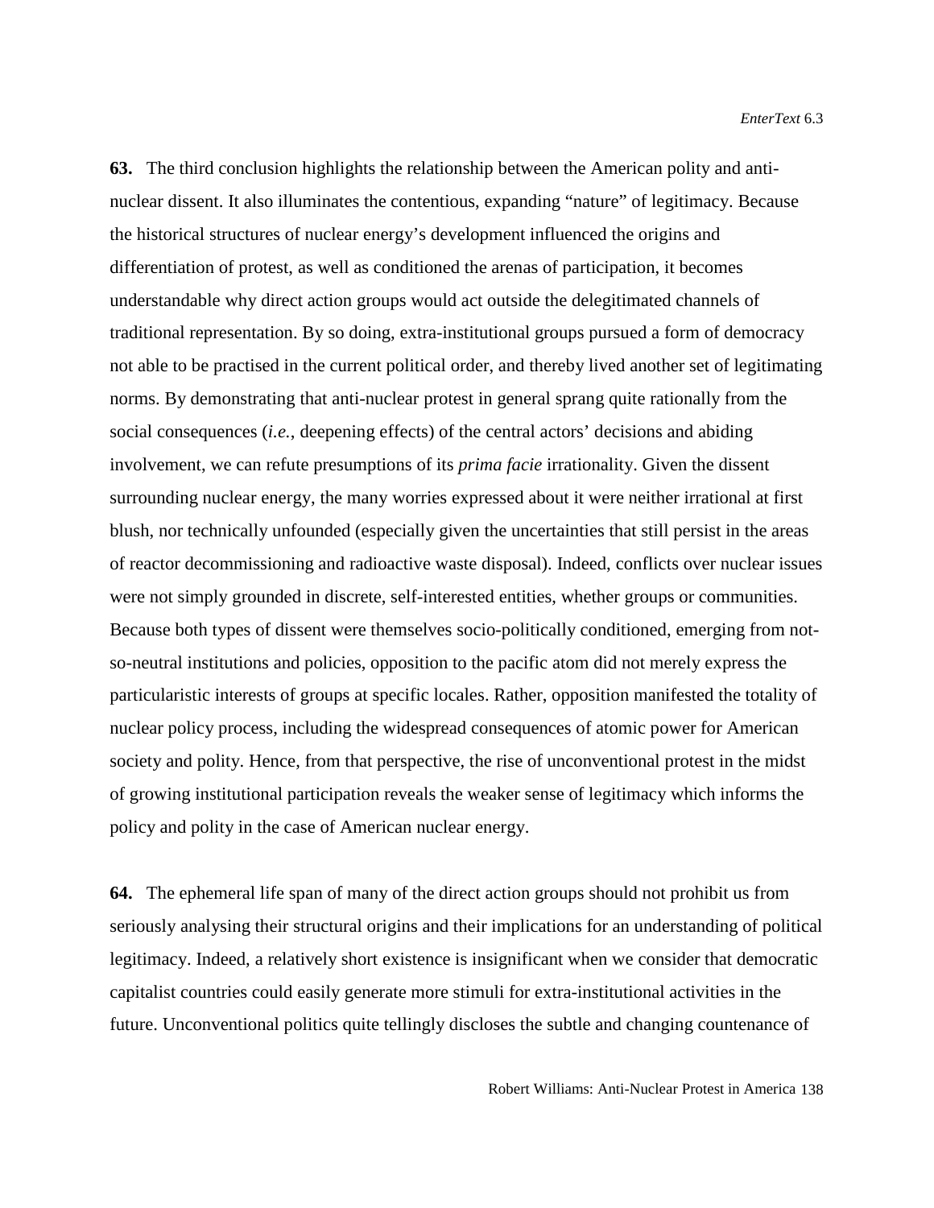**63.** The third conclusion highlights the relationship between the American polity and anti-nuclear dissent. It also illuminates the contentious, expanding "nature" of legitimacy. Because the historical structures of nuclear energy's development influenced the origins and differentiation of protest, as well as conditioned the arenas of participation, it becomes understandable why direct action groups would act outside the delegitimated channels of traditional representation. By so doing, extra-institutional groups pursued a form of democracy not able to be practised in the current political order, and thereby lived another set of legitimating norms. By demonstrating that anti-nuclear protest in general sprang quite rationally from the social consequences (*i.e.*, deepening effects) of the central actors' decisions and abiding involvement, we can refute presumptions of its *prima facie* irrationality. Given the dissent surrounding nuclear energy, the many worries expressed about it were neither irrational at first blush, nor technically unfounded (especially given the uncertainties that still persist in the areas of reactor decommissioning and radioactive waste disposal). Indeed, conflicts over nuclear issues were not simply grounded in discrete, self-interested entities, whether groups or communities. Because both types of dissent were themselves socio-politically conditioned, emerging from not-so-neutral institutions and policies, opposition to the pacific atom did not merely express the particularistic interests of groups at specific locales. Rather, opposition manifested the totality of nuclear policy process, including the widespread consequences of atomic power for American society and polity. Hence, from that perspective, the rise of unconventional protest in the midst of growing institutional participation reveals the weaker sense of legitimacy which informs the policy and polity in the case of American nuclear energy.

**64.** The ephemeral life span of many of the direct action groups should not prohibit us from seriously analysing their structural origins and their implications for an understanding of political legitimacy. Indeed, a relatively short existence is insignificant when we consider that democratic capitalist countries could easily generate more stimuli for extra-institutional activities in the future. Unconventional politics quite tellingly discloses the subtle and changing countenance of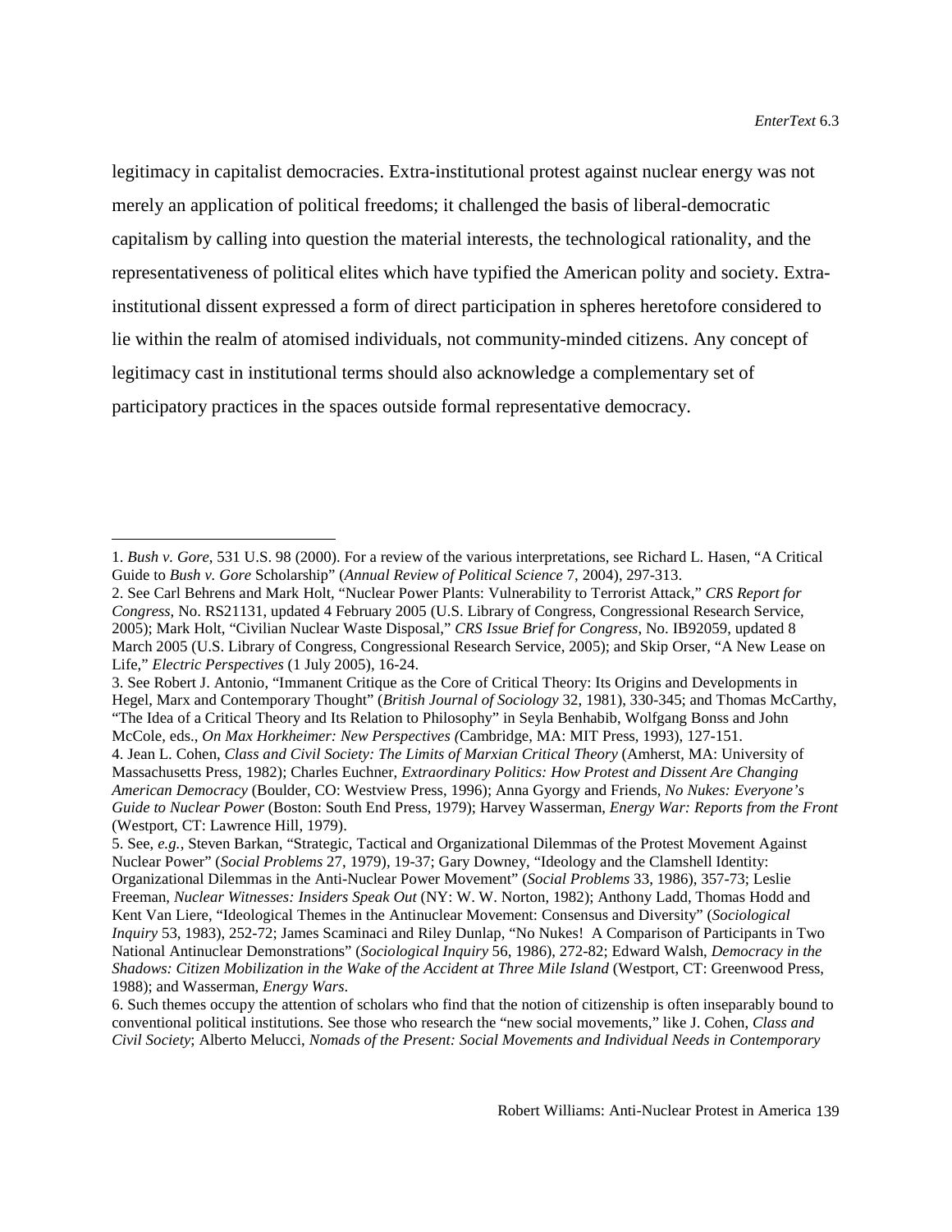legitimacy in capitalist democracies. Extra-institutional protest against nuclear energy was not merely an application of political freedoms; it challenged the basis of liberal-democratic capitalism by calling into question the material interests, the technological rationality, and the representativeness of political elites which have typified the American polity and society. Extra-institutional dissent expressed a form of direct participation in spheres heretofore considered to lie within the realm of atomised individuals, not community-minded citizens. Any concept of legitimacy cast in institutional terms should also acknowledge a complementary set of participatory practices in the spaces outside formal representative democracy.

---

1. *Bush v. Gore*, 531 U.S. 98 (2000). For a review of the various interpretations, see Richard L. Hasen, "A Critical Guide to *Bush v. Gore* Scholarship" (*Annual Review of Political Science* 7, 2004), 297-313.

2. See Carl Behrens and Mark Holt, "Nuclear Power Plants: Vulnerability to Terrorist Attack," *CRS Report for Congress*, No. RS21131, updated 4 February 2005 (U.S. Library of Congress, Congressional Research Service, 2005); Mark Holt, "Civilian Nuclear Waste Disposal," *CRS Issue Brief for Congress*, No. IB92059, updated 8 March 2005 (U.S. Library of Congress, Congressional Research Service, 2005); and Skip Orser, "A New Lease on Life," *Electric Perspectives* (1 July 2005), 16-24.

3. See Robert J. Antonio, "Immanent Critique as the Core of Critical Theory: Its Origins and Developments in Hegel, Marx and Contemporary Thought" (*British Journal of Sociology* 32, 1981), 330-345; and Thomas McCarthy, "The Idea of a Critical Theory and Its Relation to Philosophy" in Seyla Benhabib, Wolfgang Bonss and John McCole, eds., *On Max Horkheimer: New Perspectives (*Cambridge, MA: MIT Press, 1993), 127-151.

4. Jean L. Cohen, *Class and Civil Society: The Limits of Marxian Critical Theory* (Amherst, MA: University of Massachusetts Press, 1982); Charles Euchner, *Extraordinary Politics: How Protest and Dissent Are Changing American Democracy* (Boulder, CO: Westview Press, 1996); Anna Gyorgy and Friends, *No Nukes: Everyone's Guide to Nuclear Power* (Boston: South End Press, 1979); Harvey Wasserman, *Energy War: Reports from the Front* (Westport, CT: Lawrence Hill, 1979).

5. See, *e.g.*, Steven Barkan, "Strategic, Tactical and Organizational Dilemmas of the Protest Movement Against Nuclear Power" (*Social Problems* 27, 1979), 19-37; Gary Downey, "Ideology and the Clamshell Identity: Organizational Dilemmas in the Anti-Nuclear Power Movement" (*Social Problems* 33, 1986), 357-73; Leslie Freeman, *Nuclear Witnesses: Insiders Speak Out* (NY: W. W. Norton, 1982); Anthony Ladd, Thomas Hodd and Kent Van Liere, "Ideological Themes in the Antinuclear Movement: Consensus and Diversity" (*Sociological Inquiry* 53, 1983), 252-72; James Scaminaci and Riley Dunlap, "No Nukes! A Comparison of Participants in Two National Antinuclear Demonstrations" (*Sociological Inquiry* 56, 1986), 272-82; Edward Walsh, *Democracy in the Shadows: Citizen Mobilization in the Wake of the Accident at Three Mile Island* (Westport, CT: Greenwood Press, 1988); and Wasserman, *Energy Wars*.

6. Such themes occupy the attention of scholars who find that the notion of citizenship is often inseparably bound to conventional political institutions. See those who research the "new social movements," like J. Cohen, *Class and Civil Society*; Alberto Melucci, *Nomads of the Present: Social Movements and Individual Needs in Contemporary*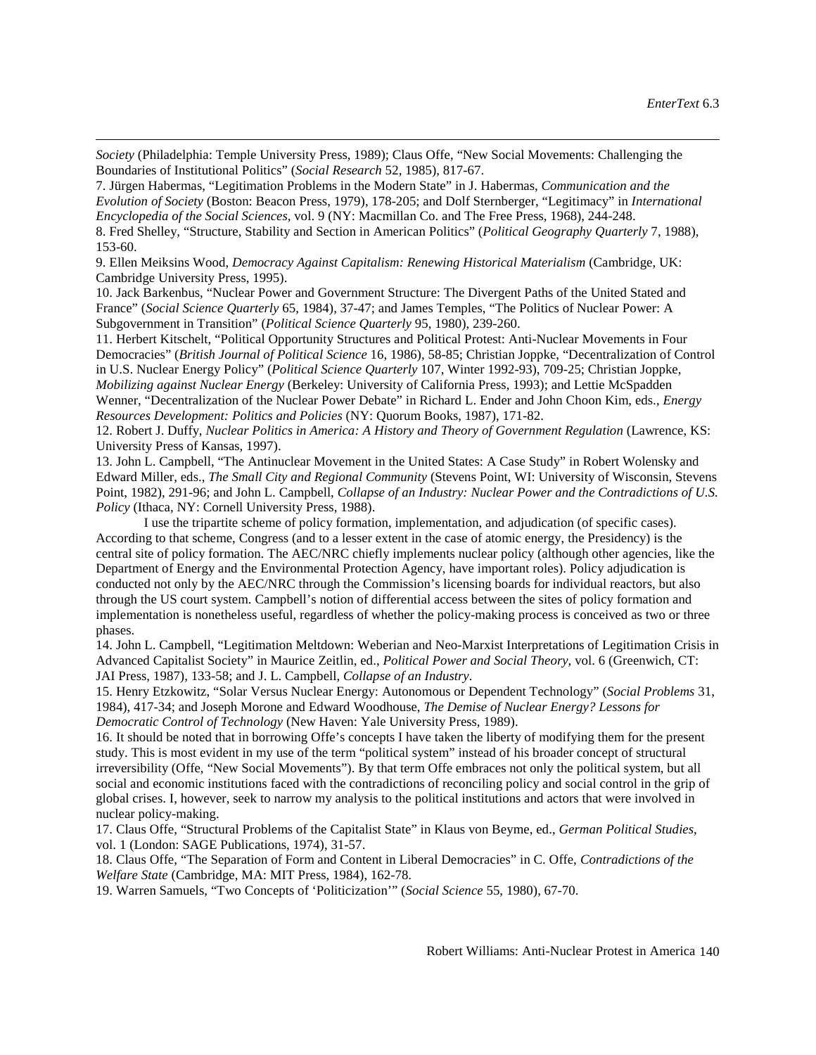*Society* (Philadelphia: Temple University Press, 1989); Claus Offe, "New Social Movements: Challenging the Boundaries of Institutional Politics" (*Social Research* 52, 1985), 817-67.

7. Jürgen Habermas, "Legitimation Problems in the Modern State" in J. Habermas, *Communication and the Evolution of Society* (Boston: Beacon Press, 1979), 178-205; and Dolf Sternberger, "Legitimacy" in *International Encyclopedia of the Social Sciences*, vol. 9 (NY: Macmillan Co. and The Free Press, 1968), 244-248.

8. Fred Shelley, "Structure, Stability and Section in American Politics" (*Political Geography Quarterly* 7, 1988), 153-60.

9. Ellen Meiksins Wood, *Democracy Against Capitalism: Renewing Historical Materialism* (Cambridge, UK: Cambridge University Press, 1995).

10. Jack Barkenbus, "Nuclear Power and Government Structure: The Divergent Paths of the United Stated and France" (*Social Science Quarterly* 65, 1984), 37-47; and James Temples, "The Politics of Nuclear Power: A Subgovernment in Transition" (*Political Science Quarterly* 95, 1980), 239-260.

11. Herbert Kitschelt, "Political Opportunity Structures and Political Protest: Anti-Nuclear Movements in Four Democracies" (*British Journal of Political Science* 16, 1986), 58-85; Christian Joppke, "Decentralization of Control in U.S. Nuclear Energy Policy" (*Political Science Quarterly* 107, Winter 1992-93), 709-25; Christian Joppke, *Mobilizing against Nuclear Energy* (Berkeley: University of California Press, 1993); and Lettie McSpadden Wenner, "Decentralization of the Nuclear Power Debate" in Richard L. Ender and John Choon Kim, eds., *Energy Resources Development: Politics and Policies* (NY: Quorum Books, 1987), 171-82.

12. Robert J. Duffy, *Nuclear Politics in America: A History and Theory of Government Regulation* (Lawrence, KS: University Press of Kansas, 1997).

13. John L. Campbell, "The Antinuclear Movement in the United States: A Case Study" in Robert Wolensky and Edward Miller, eds., *The Small City and Regional Community* (Stevens Point, WI: University of Wisconsin, Stevens Point, 1982), 291-96; and John L. Campbell, *Collapse of an Industry: Nuclear Power and the Contradictions of U.S. Policy* (Ithaca, NY: Cornell University Press, 1988).

I use the tripartite scheme of policy formation, implementation, and adjudication (of specific cases). According to that scheme, Congress (and to a lesser extent in the case of atomic energy, the Presidency) is the central site of policy formation. The AEC/NRC chiefly implements nuclear policy (although other agencies, like the Department of Energy and the Environmental Protection Agency, have important roles). Policy adjudication is conducted not only by the AEC/NRC through the Commission's licensing boards for individual reactors, but also through the US court system. Campbell's notion of differential access between the sites of policy formation and implementation is nonetheless useful, regardless of whether the policy-making process is conceived as two or three phases.

14. John L. Campbell, "Legitimation Meltdown: Weberian and Neo-Marxist Interpretations of Legitimation Crisis in Advanced Capitalist Society" in Maurice Zeitlin, ed., *Political Power and Social Theory*, vol. 6 (Greenwich, CT: JAI Press, 1987), 133-58; and J. L. Campbell, *Collapse of an Industry*.

15. Henry Etzkowitz, "Solar Versus Nuclear Energy: Autonomous or Dependent Technology" (*Social Problems* 31, 1984), 417-34; and Joseph Morone and Edward Woodhouse, *The Demise of Nuclear Energy? Lessons for Democratic Control of Technology* (New Haven: Yale University Press, 1989).

16. It should be noted that in borrowing Offe's concepts I have taken the liberty of modifying them for the present study. This is most evident in my use of the term "political system" instead of his broader concept of structural irreversibility (Offe, "New Social Movements"). By that term Offe embraces not only the political system, but all social and economic institutions faced with the contradictions of reconciling policy and social control in the grip of global crises. I, however, seek to narrow my analysis to the political institutions and actors that were involved in nuclear policy-making.

17. Claus Offe, "Structural Problems of the Capitalist State" in Klaus von Beyme, ed., *German Political Studies*, vol. 1 (London: SAGE Publications, 1974), 31-57.

18. Claus Offe, "The Separation of Form and Content in Liberal Democracies" in C. Offe, *Contradictions of the Welfare State* (Cambridge, MA: MIT Press, 1984), 162-78.

19. Warren Samuels, "Two Concepts of 'Politicization'" (*Social Science* 55, 1980), 67-70.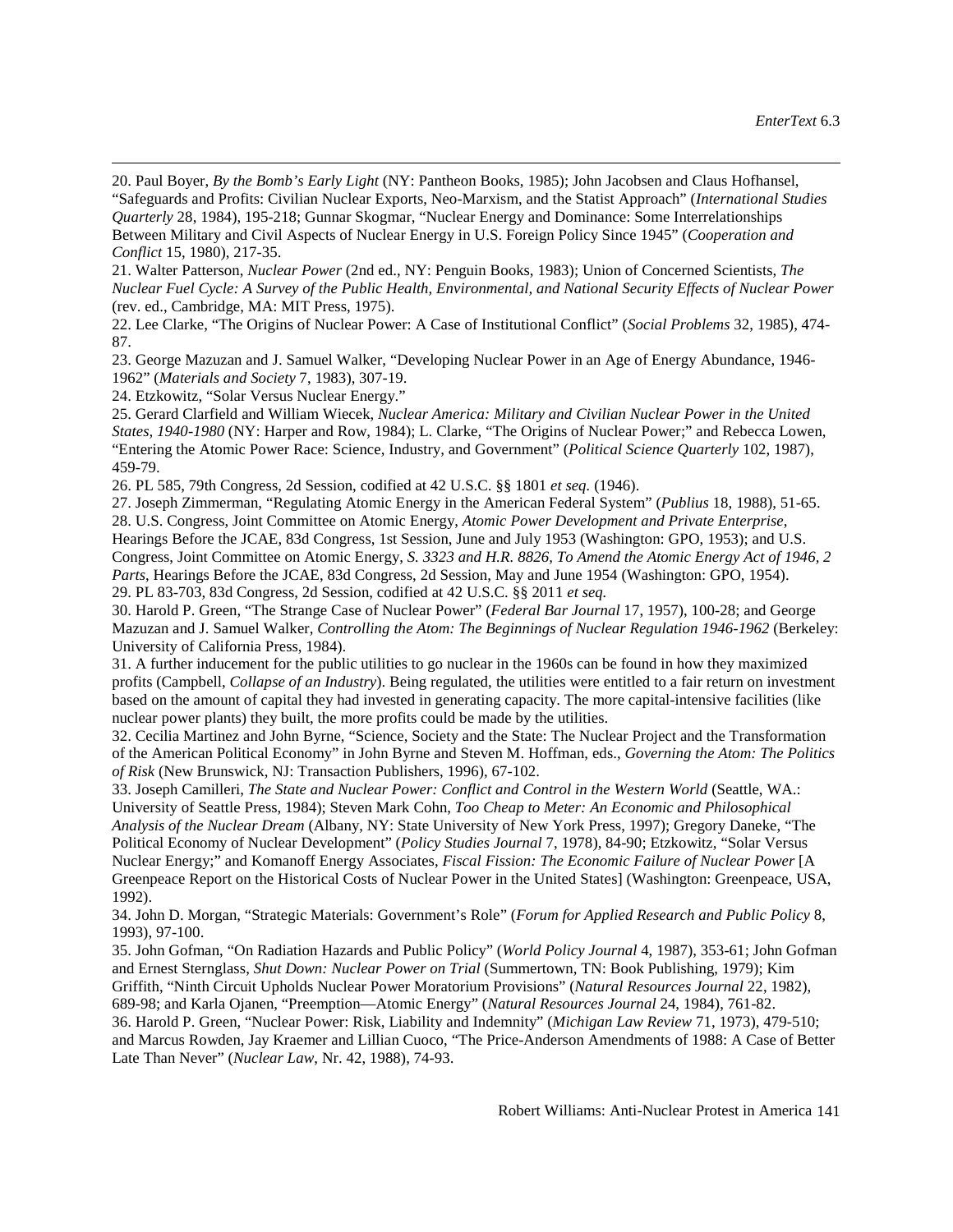20. Paul Boyer, *By the Bomb's Early Light* (NY: Pantheon Books, 1985); John Jacobsen and Claus Hofhansel, "Safeguards and Profits: Civilian Nuclear Exports, Neo-Marxism, and the Statist Approach" (*International Studies Quarterly* 28, 1984), 195-218; Gunnar Skogmar, "Nuclear Energy and Dominance: Some Interrelationships Between Military and Civil Aspects of Nuclear Energy in U.S. Foreign Policy Since 1945" (*Cooperation and Conflict* 15, 1980), 217-35.

21. Walter Patterson, *Nuclear Power* (2nd ed., NY: Penguin Books, 1983); Union of Concerned Scientists, *The Nuclear Fuel Cycle: A Survey of the Public Health, Environmental, and National Security Effects of Nuclear Power* (rev. ed., Cambridge, MA: MIT Press, 1975).

22. Lee Clarke, "The Origins of Nuclear Power: A Case of Institutional Conflict" (*Social Problems* 32, 1985), 474-87.

23. George Mazuzan and J. Samuel Walker, "Developing Nuclear Power in an Age of Energy Abundance, 1946-1962" (*Materials and Society* 7, 1983), 307-19.

24. Etzkowitz, "Solar Versus Nuclear Energy."

25. Gerard Clarfield and William Wiecek, *Nuclear America: Military and Civilian Nuclear Power in the United States, 1940-1980* (NY: Harper and Row, 1984); L. Clarke, "The Origins of Nuclear Power;" and Rebecca Lowen, "Entering the Atomic Power Race: Science, Industry, and Government" (*Political Science Quarterly* 102, 1987), 459-79.

26. PL 585, 79th Congress, 2d Session, codified at 42 U.S.C. §§ 1801 *et seq.* (1946).

27. Joseph Zimmerman, "Regulating Atomic Energy in the American Federal System" (*Publius* 18, 1988), 51-65.

28. U.S. Congress, Joint Committee on Atomic Energy, *Atomic Power Development and Private Enterprise*, Hearings Before the JCAE, 83d Congress, 1st Session, June and July 1953 (Washington: GPO, 1953); and U.S. Congress, Joint Committee on Atomic Energy, *S. 3323 and H.R. 8826, To Amend the Atomic Energy Act of 1946, 2 Parts*, Hearings Before the JCAE, 83d Congress, 2d Session, May and June 1954 (Washington: GPO, 1954).

29. PL 83-703, 83d Congress, 2d Session, codified at 42 U.S.C. §§ 2011 *et seq.*

30. Harold P. Green, "The Strange Case of Nuclear Power" (*Federal Bar Journal* 17, 1957), 100-28; and George Mazuzan and J. Samuel Walker, *Controlling the Atom: The Beginnings of Nuclear Regulation 1946-1962* (Berkeley: University of California Press, 1984).

31. A further inducement for the public utilities to go nuclear in the 1960s can be found in how they maximized profits (Campbell, *Collapse of an Industry*). Being regulated, the utilities were entitled to a fair return on investment based on the amount of capital they had invested in generating capacity. The more capital-intensive facilities (like nuclear power plants) they built, the more profits could be made by the utilities.

32. Cecilia Martinez and John Byrne, "Science, Society and the State: The Nuclear Project and the Transformation of the American Political Economy" in John Byrne and Steven M. Hoffman, eds., *Governing the Atom: The Politics of Risk* (New Brunswick, NJ: Transaction Publishers, 1996), 67-102.

33. Joseph Camilleri, *The State and Nuclear Power: Conflict and Control in the Western World* (Seattle, WA.: University of Seattle Press, 1984); Steven Mark Cohn, *Too Cheap to Meter: An Economic and Philosophical Analysis of the Nuclear Dream* (Albany, NY: State University of New York Press, 1997); Gregory Daneke, "The Political Economy of Nuclear Development" (*Policy Studies Journal* 7, 1978), 84-90; Etzkowitz, "Solar Versus Nuclear Energy;" and Komanoff Energy Associates, *Fiscal Fission: The Economic Failure of Nuclear Power* [A Greenpeace Report on the Historical Costs of Nuclear Power in the United States] (Washington: Greenpeace, USA, 1992).

34. John D. Morgan, "Strategic Materials: Government's Role" (*Forum for Applied Research and Public Policy* 8, 1993), 97-100.

35. John Gofman, "On Radiation Hazards and Public Policy" (*World Policy Journal* 4, 1987), 353-61; John Gofman and Ernest Sternglass, *Shut Down: Nuclear Power on Trial* (Summertown, TN: Book Publishing, 1979); Kim Griffith, "Ninth Circuit Upholds Nuclear Power Moratorium Provisions" (*Natural Resources Journal* 22, 1982), 689-98; and Karla Ojanen, "Preemption—Atomic Energy" (*Natural Resources Journal* 24, 1984), 761-82.

36. Harold P. Green, "Nuclear Power: Risk, Liability and Indemnity" (*Michigan Law Review* 71, 1973), 479-510; and Marcus Rowden, Jay Kraemer and Lillian Cuoco, "The Price-Anderson Amendments of 1988: A Case of Better Late Than Never" (*Nuclear Law*, Nr. 42, 1988), 74-93.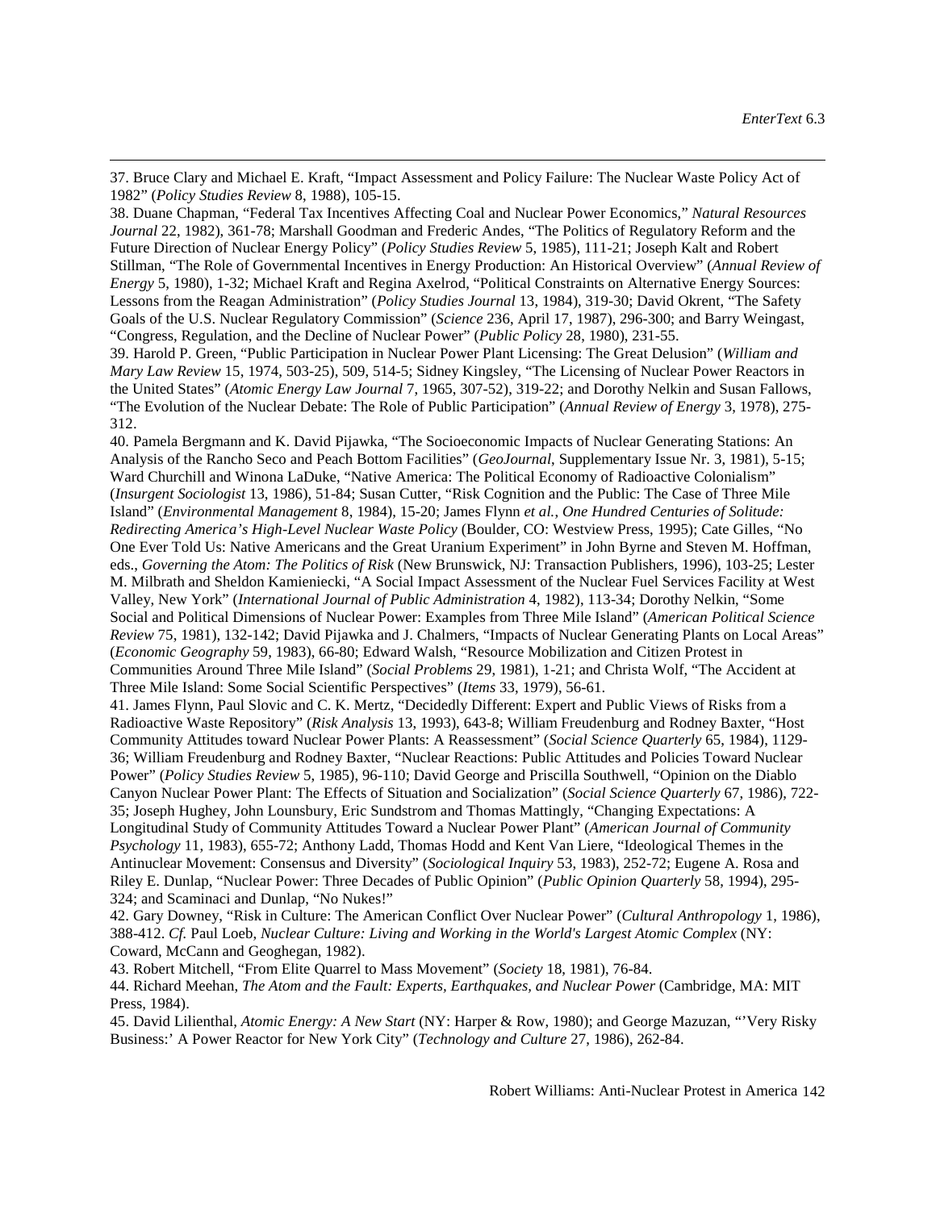37. Bruce Clary and Michael E. Kraft, "Impact Assessment and Policy Failure: The Nuclear Waste Policy Act of 1982" (*Policy Studies Review* 8, 1988), 105-15.

38. Duane Chapman, "Federal Tax Incentives Affecting Coal and Nuclear Power Economics," *Natural Resources Journal* 22, 1982), 361-78; Marshall Goodman and Frederic Andes, "The Politics of Regulatory Reform and the Future Direction of Nuclear Energy Policy" (*Policy Studies Review* 5, 1985), 111-21; Joseph Kalt and Robert Stillman, "The Role of Governmental Incentives in Energy Production: An Historical Overview" (*Annual Review of Energy* 5, 1980), 1-32; Michael Kraft and Regina Axelrod, "Political Constraints on Alternative Energy Sources: Lessons from the Reagan Administration" (*Policy Studies Journal* 13, 1984), 319-30; David Okrent, "The Safety Goals of the U.S. Nuclear Regulatory Commission" (*Science* 236, April 17, 1987), 296-300; and Barry Weingast, "Congress, Regulation, and the Decline of Nuclear Power" (*Public Policy* 28, 1980), 231-55.

39. Harold P. Green, "Public Participation in Nuclear Power Plant Licensing: The Great Delusion" (*William and Mary Law Review* 15, 1974, 503-25), 509, 514-5; Sidney Kingsley, "The Licensing of Nuclear Power Reactors in the United States" (*Atomic Energy Law Journal* 7, 1965, 307-52), 319-22; and Dorothy Nelkin and Susan Fallows, "The Evolution of the Nuclear Debate: The Role of Public Participation" (*Annual Review of Energy* 3, 1978), 275-312.

40. Pamela Bergmann and K. David Pijawka, "The Socioeconomic Impacts of Nuclear Generating Stations: An Analysis of the Rancho Seco and Peach Bottom Facilities" (*GeoJournal*, Supplementary Issue Nr. 3, 1981), 5-15; Ward Churchill and Winona LaDuke, "Native America: The Political Economy of Radioactive Colonialism" (*Insurgent Sociologist* 13, 1986), 51-84; Susan Cutter, "Risk Cognition and the Public: The Case of Three Mile Island" (*Environmental Management* 8, 1984), 15-20; James Flynn *et al.*, *One Hundred Centuries of Solitude: Redirecting America's High-Level Nuclear Waste Policy* (Boulder, CO: Westview Press, 1995); Cate Gilles, "No One Ever Told Us: Native Americans and the Great Uranium Experiment" in John Byrne and Steven M. Hoffman, eds., *Governing the Atom: The Politics of Risk* (New Brunswick, NJ: Transaction Publishers, 1996), 103-25; Lester M. Milbrath and Sheldon Kamieniecki, "A Social Impact Assessment of the Nuclear Fuel Services Facility at West Valley, New York" (*International Journal of Public Administration* 4, 1982), 113-34; Dorothy Nelkin, "Some Social and Political Dimensions of Nuclear Power: Examples from Three Mile Island" (*American Political Science Review* 75, 1981), 132-142; David Pijawka and J. Chalmers, "Impacts of Nuclear Generating Plants on Local Areas" (*Economic Geography* 59, 1983), 66-80; Edward Walsh, "Resource Mobilization and Citizen Protest in Communities Around Three Mile Island" (*Social Problems* 29, 1981), 1-21; and Christa Wolf, "The Accident at Three Mile Island: Some Social Scientific Perspectives" (*Items* 33, 1979), 56-61.

41. James Flynn, Paul Slovic and C. K. Mertz, "Decidedly Different: Expert and Public Views of Risks from a Radioactive Waste Repository" (*Risk Analysis* 13, 1993), 643-8; William Freudenburg and Rodney Baxter, "Host Community Attitudes toward Nuclear Power Plants: A Reassessment" (*Social Science Quarterly* 65, 1984), 1129-36; William Freudenburg and Rodney Baxter, "Nuclear Reactions: Public Attitudes and Policies Toward Nuclear Power" (*Policy Studies Review* 5, 1985), 96-110; David George and Priscilla Southwell, "Opinion on the Diablo Canyon Nuclear Power Plant: The Effects of Situation and Socialization" (*Social Science Quarterly* 67, 1986), 722-35; Joseph Hughey, John Lounsbury, Eric Sundstrom and Thomas Mattingly, "Changing Expectations: A Longitudinal Study of Community Attitudes Toward a Nuclear Power Plant" (*American Journal of Community Psychology* 11, 1983), 655-72; Anthony Ladd, Thomas Hodd and Kent Van Liere, "Ideological Themes in the Antinuclear Movement: Consensus and Diversity" (*Sociological Inquiry* 53, 1983), 252-72; Eugene A. Rosa and Riley E. Dunlap, "Nuclear Power: Three Decades of Public Opinion" (*Public Opinion Quarterly* 58, 1994), 295-324; and Scaminaci and Dunlap, "No Nukes!"

42. Gary Downey, "Risk in Culture: The American Conflict Over Nuclear Power" (*Cultural Anthropology* 1, 1986), 388-412. *Cf.* Paul Loeb, *Nuclear Culture: Living and Working in the World's Largest Atomic Complex* (NY: Coward, McCann and Geoghegan, 1982).

43. Robert Mitchell, "From Elite Quarrel to Mass Movement" (*Society* 18, 1981), 76-84.

44. Richard Meehan, *The Atom and the Fault: Experts, Earthquakes, and Nuclear Power* (Cambridge, MA: MIT Press, 1984).

45. David Lilienthal, *Atomic Energy: A New Start* (NY: Harper & Row, 1980); and George Mazuzan, "'Very Risky Business:' A Power Reactor for New York City" (*Technology and Culture* 27, 1986), 262-84.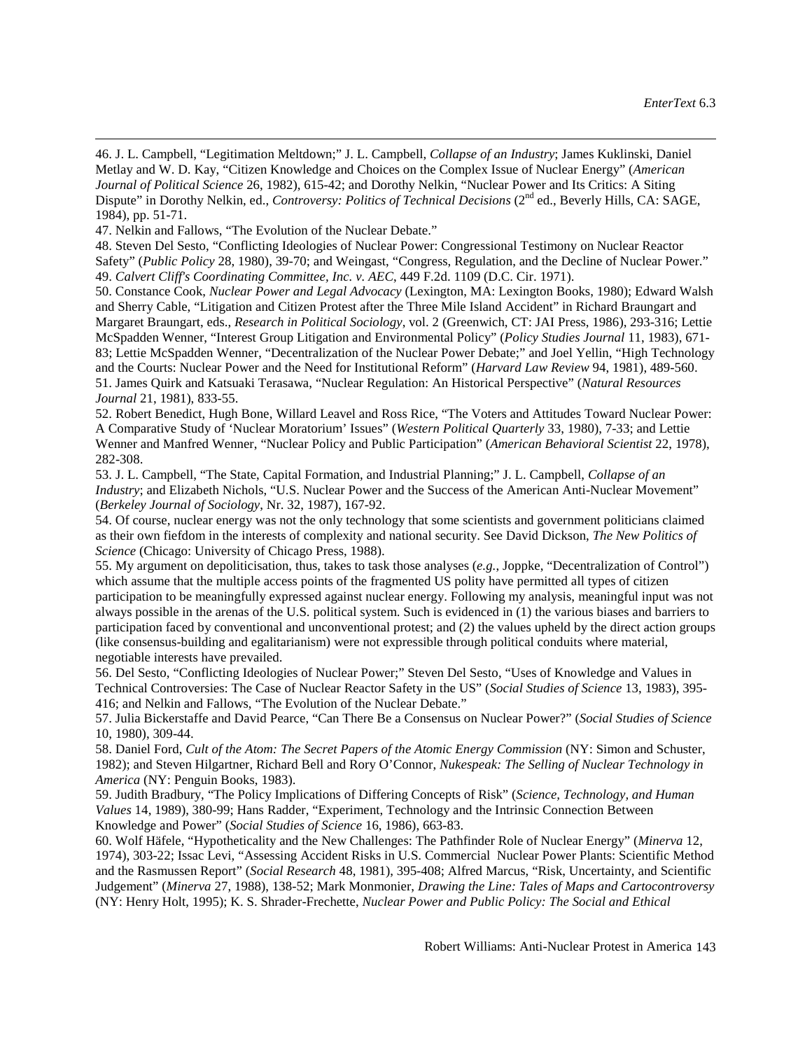46. J. L. Campbell, "Legitimation Meltdown;" J. L. Campbell, *Collapse of an Industry*; James Kuklinski, Daniel Metlay and W. D. Kay, "Citizen Knowledge and Choices on the Complex Issue of Nuclear Energy" (*American Journal of Political Science* 26, 1982), 615-42; and Dorothy Nelkin, "Nuclear Power and Its Critics: A Siting Dispute" in Dorothy Nelkin, ed., *Controversy: Politics of Technical Decisions* (2nd ed., Beverly Hills, CA: SAGE, 1984), pp. 51-71.

47. Nelkin and Fallows, "The Evolution of the Nuclear Debate."

48. Steven Del Sesto, "Conflicting Ideologies of Nuclear Power: Congressional Testimony on Nuclear Reactor Safety" (*Public Policy* 28, 1980), 39-70; and Weingast, "Congress, Regulation, and the Decline of Nuclear Power."

49. *Calvert Cliff's Coordinating Committee, Inc. v. AEC*, 449 F.2d. 1109 (D.C. Cir. 1971).

50. Constance Cook, *Nuclear Power and Legal Advocacy* (Lexington, MA: Lexington Books, 1980); Edward Walsh and Sherry Cable, "Litigation and Citizen Protest after the Three Mile Island Accident" in Richard Braungart and Margaret Braungart, eds., *Research in Political Sociology*, vol. 2 (Greenwich, CT: JAI Press, 1986), 293-316; Lettie McSpadden Wenner, "Interest Group Litigation and Environmental Policy" (*Policy Studies Journal* 11, 1983), 671-83; Lettie McSpadden Wenner, "Decentralization of the Nuclear Power Debate;" and Joel Yellin, "High Technology and the Courts: Nuclear Power and the Need for Institutional Reform" (*Harvard Law Review* 94, 1981), 489-560.

51. James Quirk and Katsuaki Terasawa, "Nuclear Regulation: An Historical Perspective" (*Natural Resources Journal* 21, 1981), 833-55.

52. Robert Benedict, Hugh Bone, Willard Leavel and Ross Rice, "The Voters and Attitudes Toward Nuclear Power: A Comparative Study of 'Nuclear Moratorium' Issues" (*Western Political Quarterly* 33, 1980), 7-33; and Lettie Wenner and Manfred Wenner, "Nuclear Policy and Public Participation" (*American Behavioral Scientist* 22, 1978), 282-308.

53. J. L. Campbell, "The State, Capital Formation, and Industrial Planning;" J. L. Campbell, *Collapse of an Industry*; and Elizabeth Nichols, "U.S. Nuclear Power and the Success of the American Anti-Nuclear Movement" (*Berkeley Journal of Sociology*, Nr. 32, 1987), 167-92.

54. Of course, nuclear energy was not the only technology that some scientists and government politicians claimed as their own fiefdom in the interests of complexity and national security. See David Dickson, *The New Politics of Science* (Chicago: University of Chicago Press, 1988).

55. My argument on depoliticisation, thus, takes to task those analyses (*e.g.*, Joppke, "Decentralization of Control") which assume that the multiple access points of the fragmented US polity have permitted all types of citizen participation to be meaningfully expressed against nuclear energy. Following my analysis, meaningful input was not always possible in the arenas of the U.S. political system. Such is evidenced in (1) the various biases and barriers to participation faced by conventional and unconventional protest; and (2) the values upheld by the direct action groups (like consensus-building and egalitarianism) were not expressible through political conduits where material, negotiable interests have prevailed.

56. Del Sesto, "Conflicting Ideologies of Nuclear Power;" Steven Del Sesto, "Uses of Knowledge and Values in Technical Controversies: The Case of Nuclear Reactor Safety in the US" (*Social Studies of Science* 13, 1983), 395-416; and Nelkin and Fallows, "The Evolution of the Nuclear Debate."

57. Julia Bickerstaffe and David Pearce, "Can There Be a Consensus on Nuclear Power?" (*Social Studies of Science* 10, 1980), 309-44.

58. Daniel Ford, *Cult of the Atom: The Secret Papers of the Atomic Energy Commission* (NY: Simon and Schuster, 1982); and Steven Hilgartner, Richard Bell and Rory O'Connor, *Nukespeak: The Selling of Nuclear Technology in America* (NY: Penguin Books, 1983).

59. Judith Bradbury, "The Policy Implications of Differing Concepts of Risk" (*Science, Technology, and Human Values* 14, 1989), 380-99; Hans Radder, "Experiment, Technology and the Intrinsic Connection Between Knowledge and Power" (*Social Studies of Science* 16, 1986), 663-83.

60. Wolf Häfele, "Hypotheticality and the New Challenges: The Pathfinder Role of Nuclear Energy" (*Minerva* 12, 1974), 303-22; Issac Levi, "Assessing Accident Risks in U.S. Commercial Nuclear Power Plants: Scientific Method and the Rasmussen Report" (*Social Research* 48, 1981), 395-408; Alfred Marcus, "Risk, Uncertainty, and Scientific Judgement" (*Minerva* 27, 1988), 138-52; Mark Monmonier, *Drawing the Line: Tales of Maps and Cartocontroversy* (NY: Henry Holt, 1995); K. S. Shrader-Frechette, *Nuclear Power and Public Policy: The Social and Ethical*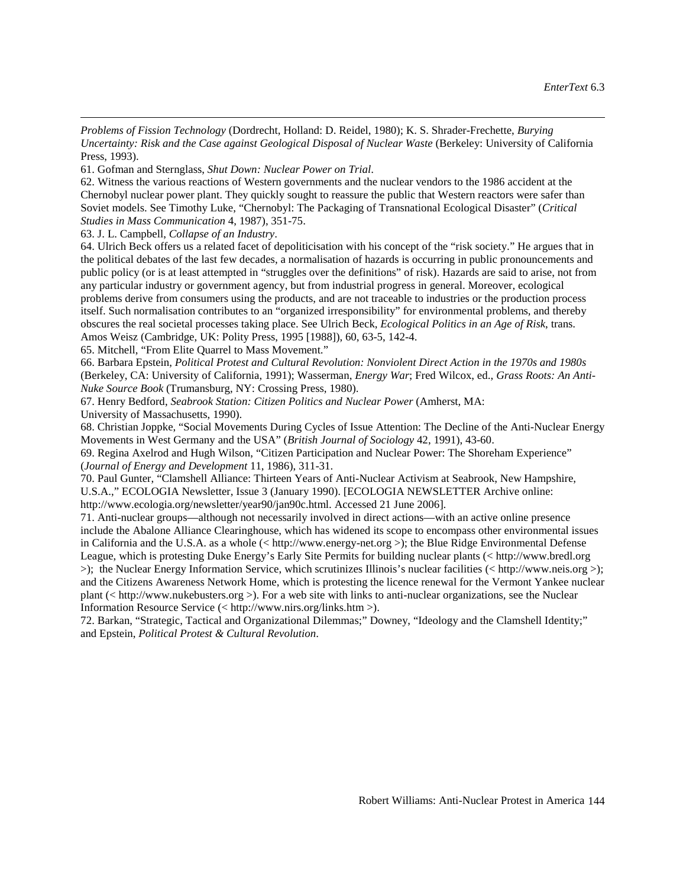*Problems of Fission Technology* (Dordrecht, Holland: D. Reidel, 1980); K. S. Shrader-Frechette, *Burying Uncertainty: Risk and the Case against Geological Disposal of Nuclear Waste* (Berkeley: University of California Press, 1993).

61. Gofman and Sternglass, *Shut Down: Nuclear Power on Trial*.

62. Witness the various reactions of Western governments and the nuclear vendors to the 1986 accident at the Chernobyl nuclear power plant. They quickly sought to reassure the public that Western reactors were safer than Soviet models. See Timothy Luke, "Chernobyl: The Packaging of Transnational Ecological Disaster" (*Critical Studies in Mass Communication* 4, 1987), 351-75.

63. J. L. Campbell, *Collapse of an Industry*.

64. Ulrich Beck offers us a related facet of depoliticisation with his concept of the "risk society." He argues that in the political debates of the last few decades, a normalisation of hazards is occurring in public pronouncements and public policy (or is at least attempted in "struggles over the definitions" of risk). Hazards are said to arise, not from any particular industry or government agency, but from industrial progress in general. Moreover, ecological problems derive from consumers using the products, and are not traceable to industries or the production process itself. Such normalisation contributes to an "organized irresponsibility" for environmental problems, and thereby obscures the real societal processes taking place. See Ulrich Beck, *Ecological Politics in an Age of Risk*, trans. Amos Weisz (Cambridge, UK: Polity Press, 1995 [1988]), 60, 63-5, 142-4.

65. Mitchell, "From Elite Quarrel to Mass Movement."

66. Barbara Epstein, *Political Protest and Cultural Revolution: Nonviolent Direct Action in the 1970s and 1980s* (Berkeley, CA: University of California, 1991); Wasserman, *Energy War*; Fred Wilcox, ed., *Grass Roots: An Anti-Nuke Source Book* (Trumansburg, NY: Crossing Press, 1980).

67. Henry Bedford, *Seabrook Station: Citizen Politics and Nuclear Power* (Amherst, MA: University of Massachusetts, 1990).

68. Christian Joppke, "Social Movements During Cycles of Issue Attention: The Decline of the Anti-Nuclear Energy Movements in West Germany and the USA" (*British Journal of Sociology* 42, 1991), 43-60.

69. Regina Axelrod and Hugh Wilson, "Citizen Participation and Nuclear Power: The Shoreham Experience" (*Journal of Energy and Development* 11, 1986), 311-31.

70. Paul Gunter, "Clamshell Alliance: Thirteen Years of Anti-Nuclear Activism at Seabrook, New Hampshire, U.S.A.," ECOLOGIA Newsletter, Issue 3 (January 1990). [ECOLOGIA NEWSLETTER Archive online: http://www.ecologia.org/newsletter/year90/jan90c.html. Accessed 21 June 2006].

71. Anti-nuclear groups—although not necessarily involved in direct actions—with an active online presence include the Abalone Alliance Clearinghouse, which has widened its scope to encompass other environmental issues in California and the U.S.A. as a whole (< http://www.energy-net.org >); the Blue Ridge Environmental Defense League, which is protesting Duke Energy's Early Site Permits for building nuclear plants (< http://www.bredl.org >); the Nuclear Energy Information Service, which scrutinizes Illinois's nuclear facilities (< http://www.neis.org >); and the Citizens Awareness Network Home, which is protesting the licence renewal for the Vermont Yankee nuclear plant (< http://www.nukebusters.org >). For a web site with links to anti-nuclear organizations, see the Nuclear Information Resource Service (< http://www.nirs.org/links.htm >).

72. Barkan, "Strategic, Tactical and Organizational Dilemmas;" Downey, "Ideology and the Clamshell Identity;" and Epstein, *Political Protest & Cultural Revolution*.